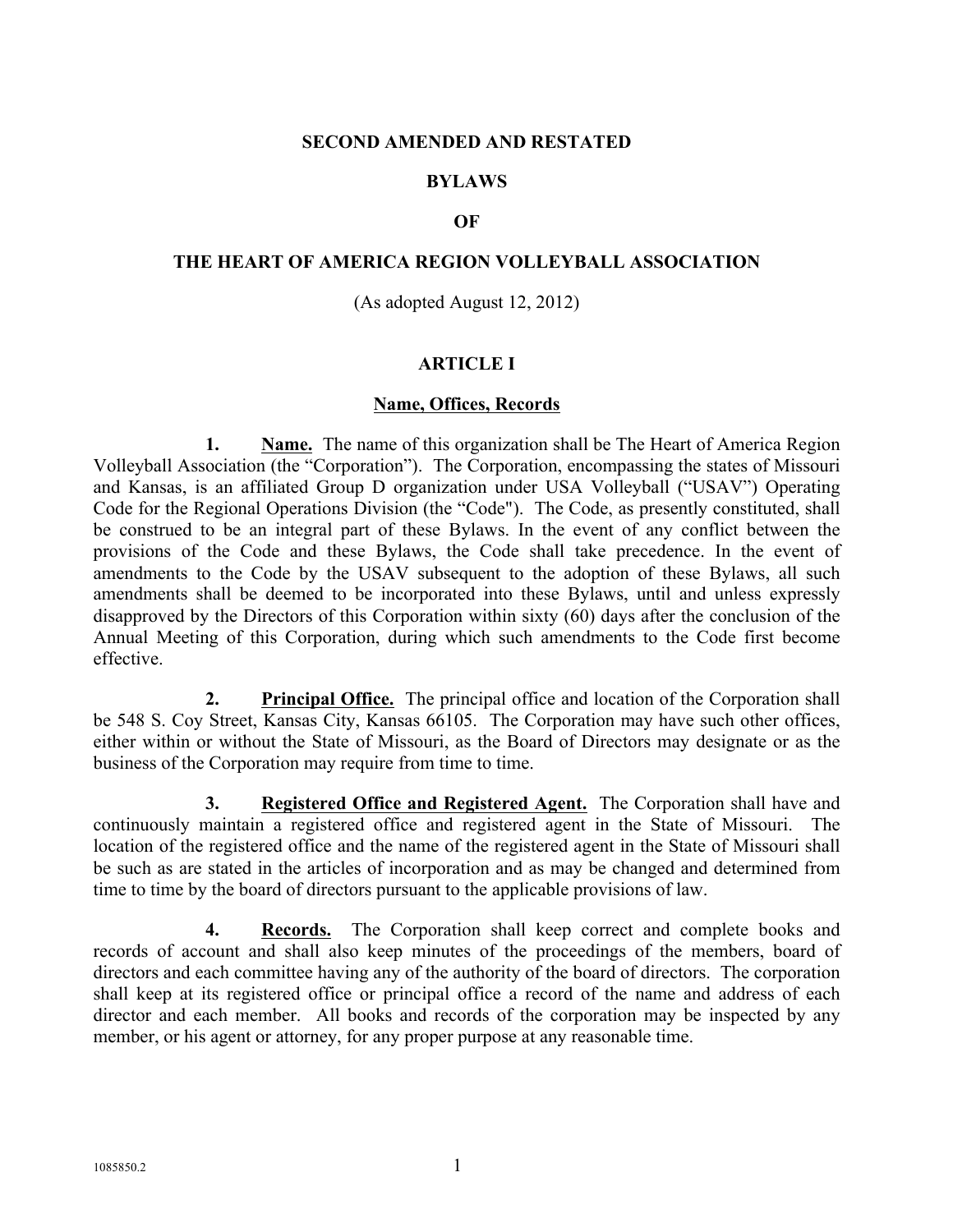# SECOND AMENDED AND RESTATED

# BYLAWS

# OF

# THE HEART OF AMERICA REGION VOLLEYBALL ASSOCIATION

(As adopted August 12, 2012)

## ARTICLE I

### Name, Offices, Records

**1. Name.** The name of this organization shall be The Heart of America Region Volleyball Association (the "Corporation"). The Corporation, encompassing the states of Missouri and Kansas, is an affiliated Group D organization under USA Volleyball ("USAV") Operating Code for the Regional Operations Division (the "Code"). The Code, as presently constituted, shall be construed to be an integral part of these Bylaws. In the event of any conflict between the provisions of the Code and these Bylaws, the Code shall take precedence. In the event of amendments to the Code by the USAV subsequent to the adoption of these Bylaws, all such amendments shall be deemed to be incorporated into these Bylaws, until and unless expressly disapproved by the Directors of this Corporation within sixty (60) days after the conclusion of the Annual Meeting of this Corporation, during which such amendments to the Code first become effective.

**2. Principal Office.** The principal office and location of the Corporation shall be 548 S. Coy Street, Kansas City, Kansas 66105. The Corporation may have such other offices, either within or without the State of Missouri, as the Board of Directors may designate or as the business of the Corporation may require from time to time.

**3. Registered Office and Registered Agent.** The Corporation shall have and continuously maintain a registered office and registered agent in the State of Missouri. The location of the registered office and the name of the registered agent in the State of Missouri shall be such as are stated in the articles of incorporation and as may be changed and determined from time to time by the board of directors pursuant to the applicable provisions of law.

**4. Records.** The Corporation shall keep correct and complete books and records of account and shall also keep minutes of the proceedings of the members, board of directors and each committee having any of the authority of the board of directors. The corporation shall keep at its registered office or principal office a record of the name and address of each director and each member. All books and records of the corporation may be inspected by any member, or his agent or attorney, for any proper purpose at any reasonable time.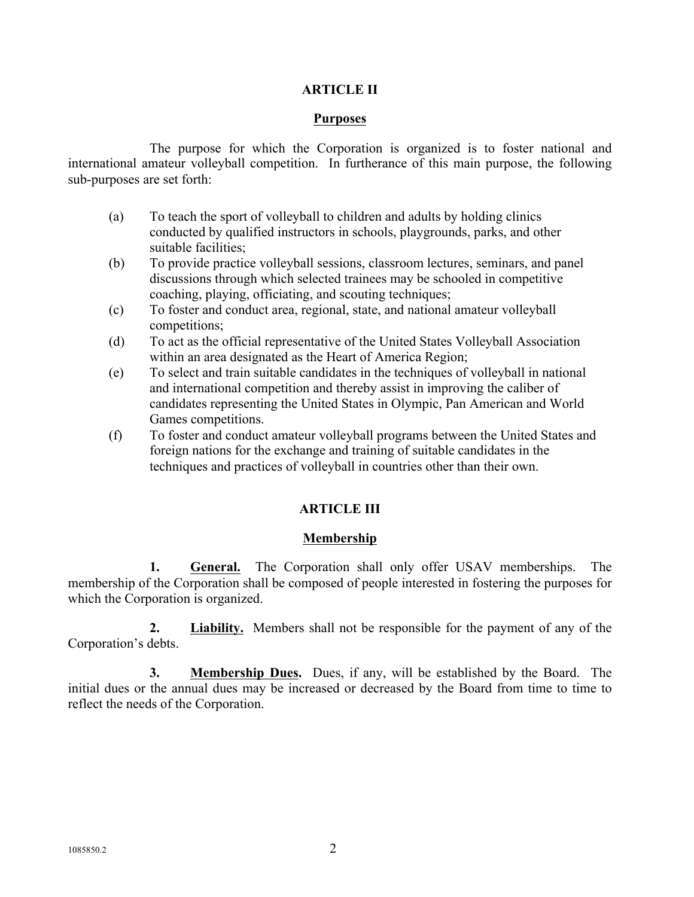## ARTICLE II

### Purposes

The purpose for which the Corporation is organized is to foster national and international amateur volleyball competition. In furtherance of this main purpose, the following sub-purposes are set forth:

(a) To teach the sport of volleyball to children and adults by holding clinics conducted by qualified instructors in schools, playgrounds, parks, and other suitable facilities;

(b) To provide practice volleyball sessions, classroom lectures, seminars, and panel discussions through which selected trainees may be schooled in competitive coaching, playing, officiating, and scouting techniques;

(c) To foster and conduct area, regional, state, and national amateur volleyball competitions;

(d) To act as the official representative of the United States Volleyball Association within an area designated as the Heart of America Region;

(e) To select and train suitable candidates in the techniques of volleyball in national and international competition and thereby assist in improving the caliber of candidates representing the United States in Olympic, Pan American and World Games competitions.

(f) To foster and conduct amateur volleyball programs between the United States and foreign nations for the exchange and training of suitable candidates in the techniques and practices of volleyball in countries other than their own.

## ARTICLE III

### Membership

**1. General.** The Corporation shall only offer USAV memberships. The membership of the Corporation shall be composed of people interested in fostering the purposes for which the Corporation is organized.

**2. Liability.** Members shall not be responsible for the payment of any of the Corporation's debts.

**3. Membership Dues.** Dues, if any, will be established by the Board. The initial dues or the annual dues may be increased or decreased by the Board from time to time to reflect the needs of the Corporation.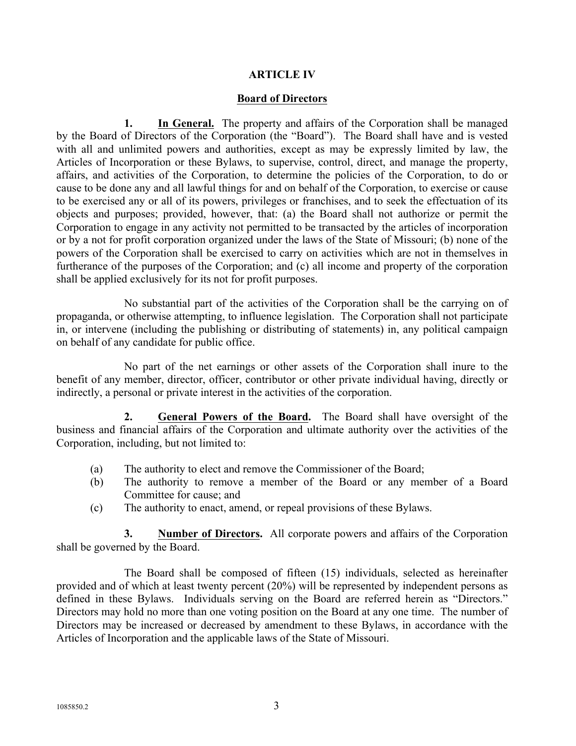## ARTICLE IV

## Board of Directors

**1. In General.** The property and affairs of the Corporation shall be managed by the Board of Directors of the Corporation (the "Board"). The Board shall have and is vested with all and unlimited powers and authorities, except as may be expressly limited by law, the Articles of Incorporation or these Bylaws, to supervise, control, direct, and manage the property, affairs, and activities of the Corporation, to determine the policies of the Corporation, to do or cause to be done any and all lawful things for and on behalf of the Corporation, to exercise or cause to be exercised any or all of its powers, privileges or franchises, and to seek the effectuation of its objects and purposes; provided, however, that: (a) the Board shall not authorize or permit the Corporation to engage in any activity not permitted to be transacted by the articles of incorporation or by a not for profit corporation organized under the laws of the State of Missouri; (b) none of the powers of the Corporation shall be exercised to carry on activities which are not in themselves in furtherance of the purposes of the Corporation; and (c) all income and property of the corporation shall be applied exclusively for its not for profit purposes.

No substantial part of the activities of the Corporation shall be the carrying on of propaganda, or otherwise attempting, to influence legislation. The Corporation shall not participate in, or intervene (including the publishing or distributing of statements) in, any political campaign on behalf of any candidate for public office.

No part of the net earnings or other assets of the Corporation shall inure to the benefit of any member, director, officer, contributor or other private individual having, directly or indirectly, a personal or private interest in the activities of the corporation.

**2. General Powers of the Board.** The Board shall have oversight of the business and financial affairs of the Corporation and ultimate authority over the activities of the Corporation, including, but not limited to:

(a) The authority to elect and remove the Commissioner of the Board;

(b) The authority to remove a member of the Board or any member of a Board Committee for cause; and

(c) The authority to enact, amend, or repeal provisions of these Bylaws.

**3. Number of Directors.** All corporate powers and affairs of the Corporation shall be governed by the Board.

The Board shall be composed of fifteen (15) individuals, selected as hereinafter provided and of which at least twenty percent (20%) will be represented by independent persons as defined in these Bylaws. Individuals serving on the Board are referred herein as "Directors." Directors may hold no more than one voting position on the Board at any one time. The number of Directors may be increased or decreased by amendment to these Bylaws, in accordance with the Articles of Incorporation and the applicable laws of the State of Missouri.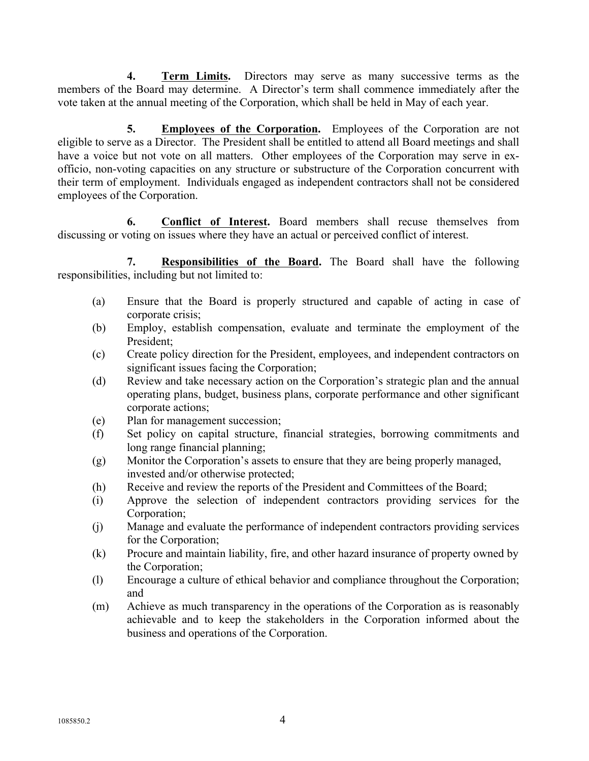**4. <u>Term Limits</u>.** Directors may serve as many successive terms as the members of the Board may determine. A Director's term shall commence immediately after the vote taken at the annual meeting of the Corporation, which shall be held in May of each year.

**5. <u>Employees of the Corporation</u>.** Employees of the Corporation are not eligible to serve as a Director. The President shall be entitled to attend all Board meetings and shall have a voice but not vote on all matters. Other employees of the Corporation may serve in ex-officio, non-voting capacities on any structure or substructure of the Corporation concurrent with their term of employment. Individuals engaged as independent contractors shall not be considered employees of the Corporation.

**6. <u>Conflict of Interest</u>.** Board members shall recuse themselves from discussing or voting on issues where they have an actual or perceived conflict of interest.

**7. <u>Responsibilities of the Board</u>.** The Board shall have the following responsibilities, including but not limited to:

(a) Ensure that the Board is properly structured and capable of acting in case of corporate crisis;

(b) Employ, establish compensation, evaluate and terminate the employment of the President;

(c) Create policy direction for the President, employees, and independent contractors on significant issues facing the Corporation;

(d) Review and take necessary action on the Corporation's strategic plan and the annual operating plans, budget, business plans, corporate performance and other significant corporate actions;

(e) Plan for management succession;

(f) Set policy on capital structure, financial strategies, borrowing commitments and long range financial planning;

(g) Monitor the Corporation's assets to ensure that they are being properly managed, invested and/or otherwise protected;

(h) Receive and review the reports of the President and Committees of the Board;

(i) Approve the selection of independent contractors providing services for the Corporation;

(j) Manage and evaluate the performance of independent contractors providing services for the Corporation;

(k) Procure and maintain liability, fire, and other hazard insurance of property owned by the Corporation;

(l) Encourage a culture of ethical behavior and compliance throughout the Corporation; and

(m) Achieve as much transparency in the operations of the Corporation as is reasonably achievable and to keep the stakeholders in the Corporation informed about the business and operations of the Corporation.

1085850.2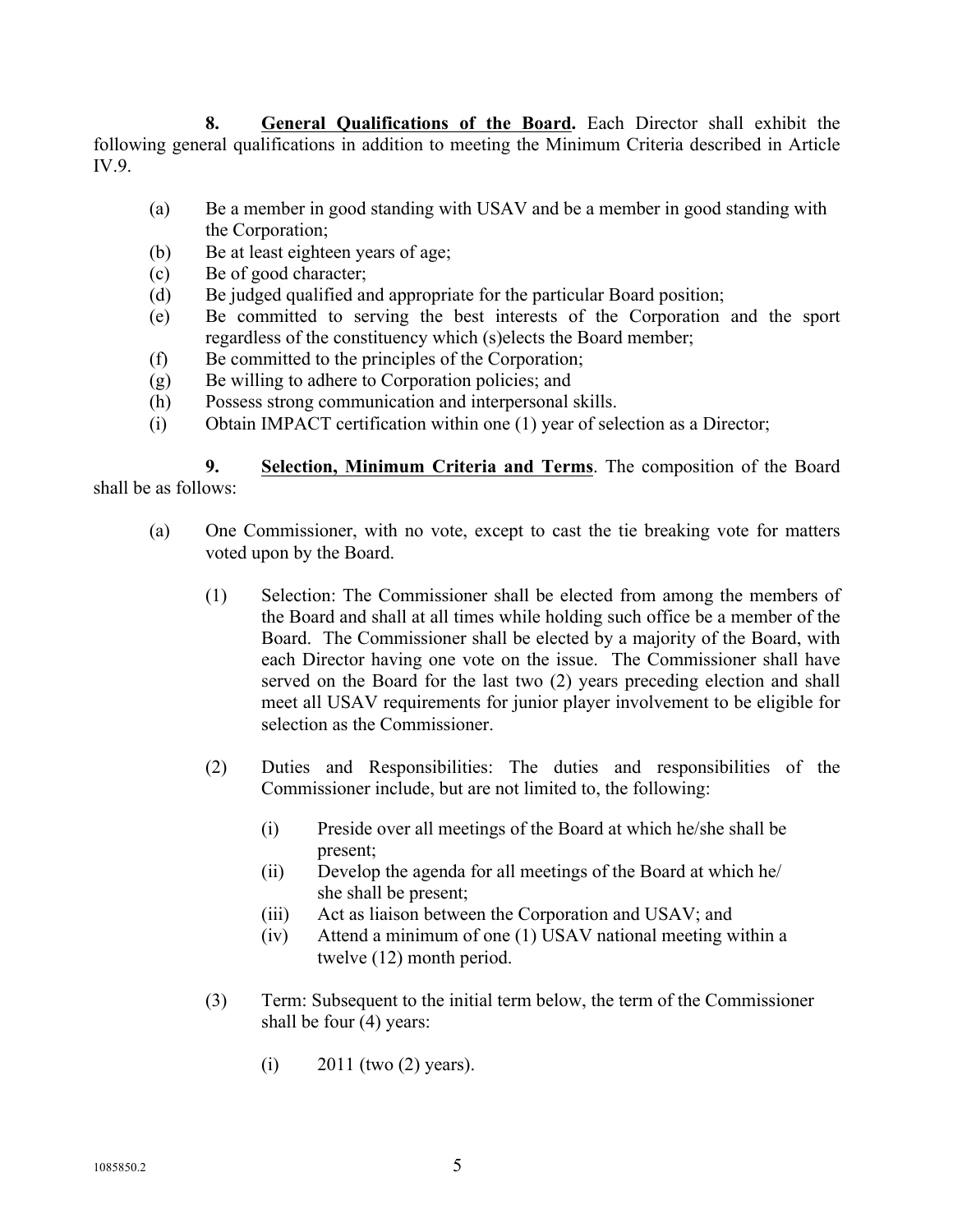**8. General Qualifications of the Board.** Each Director shall exhibit the following general qualifications in addition to meeting the Minimum Criteria described in Article IV.9.

(a) Be a member in good standing with USAV and be a member in good standing with the Corporation;
(b) Be at least eighteen years of age;
(c) Be of good character;
(d) Be judged qualified and appropriate for the particular Board position;
(e) Be committed to serving the best interests of the Corporation and the sport regardless of the constituency which (s)elects the Board member;
(f) Be committed to the principles of the Corporation;
(g) Be willing to adhere to Corporation policies; and
(h) Possess strong communication and interpersonal skills.
(i) Obtain IMPACT certification within one (1) year of selection as a Director;

**9. Selection, Minimum Criteria and Terms**. The composition of the Board shall be as follows:

(a) One Commissioner, with no vote, except to cast the tie breaking vote for matters voted upon by the Board.

(1) Selection: The Commissioner shall be elected from among the members of the Board and shall at all times while holding such office be a member of the Board. The Commissioner shall be elected by a majority of the Board, with each Director having one vote on the issue. The Commissioner shall have served on the Board for the last two (2) years preceding election and shall meet all USAV requirements for junior player involvement to be eligible for selection as the Commissioner.

(2) Duties and Responsibilities: The duties and responsibilities of the Commissioner include, but are not limited to, the following:

(i) Preside over all meetings of the Board at which he/she shall be present;
(ii) Develop the agenda for all meetings of the Board at which he/ she shall be present;
(iii) Act as liaison between the Corporation and USAV; and
(iv) Attend a minimum of one (1) USAV national meeting within a twelve (12) month period.

(3) Term: Subsequent to the initial term below, the term of the Commissioner shall be four (4) years:

(i) 2011 (two (2) years).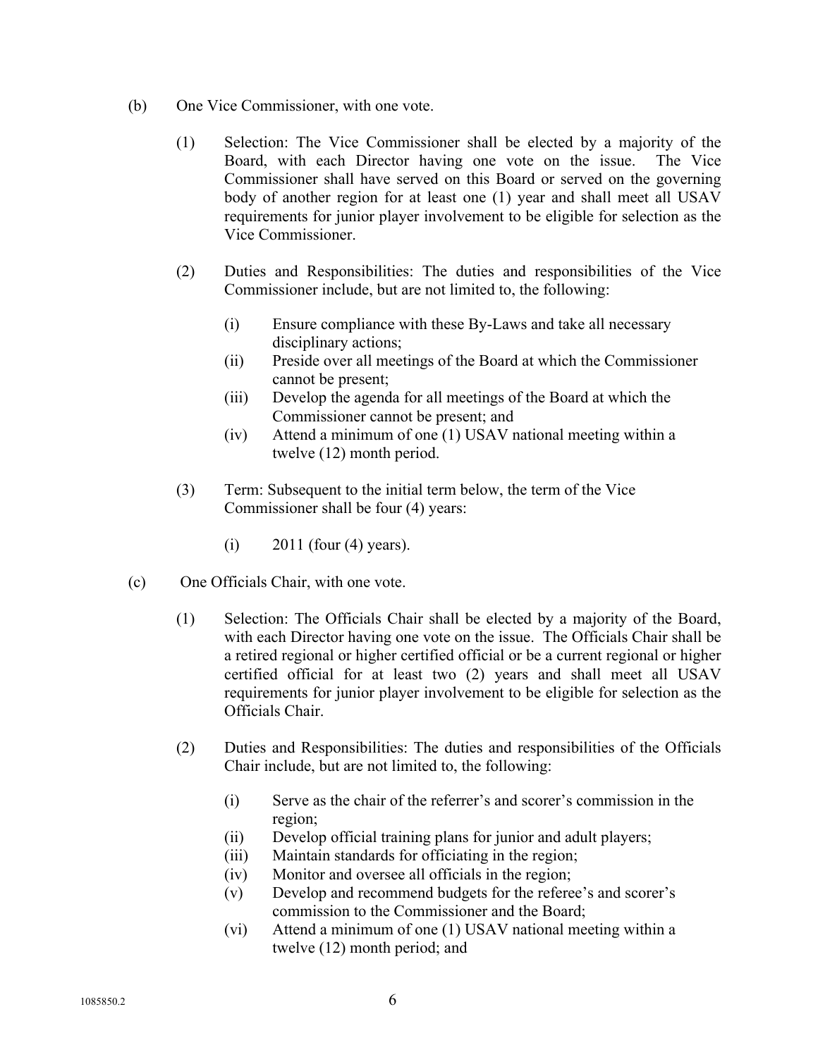(b) One Vice Commissioner, with one vote.

(1) Selection: The Vice Commissioner shall be elected by a majority of the Board, with each Director having one vote on the issue. The Vice Commissioner shall have served on this Board or served on the governing body of another region for at least one (1) year and shall meet all USAV requirements for junior player involvement to be eligible for selection as the Vice Commissioner.

(2) Duties and Responsibilities: The duties and responsibilities of the Vice Commissioner include, but are not limited to, the following:

(i) Ensure compliance with these By-Laws and take all necessary disciplinary actions;
(ii) Preside over all meetings of the Board at which the Commissioner cannot be present;
(iii) Develop the agenda for all meetings of the Board at which the Commissioner cannot be present; and
(iv) Attend a minimum of one (1) USAV national meeting within a twelve (12) month period.

(3) Term: Subsequent to the initial term below, the term of the Vice Commissioner shall be four (4) years:

(i) 2011 (four (4) years).

(c) One Officials Chair, with one vote.

(1) Selection: The Officials Chair shall be elected by a majority of the Board, with each Director having one vote on the issue. The Officials Chair shall be a retired regional or higher certified official or be a current regional or higher certified official for at least two (2) years and shall meet all USAV requirements for junior player involvement to be eligible for selection as the Officials Chair.

(2) Duties and Responsibilities: The duties and responsibilities of the Officials Chair include, but are not limited to, the following:

(i) Serve as the chair of the referrer's and scorer's commission in the region;
(ii) Develop official training plans for junior and adult players;
(iii) Maintain standards for officiating in the region;
(iv) Monitor and oversee all officials in the region;
(v) Develop and recommend budgets for the referee's and scorer's commission to the Commissioner and the Board;
(vi) Attend a minimum of one (1) USAV national meeting within a twelve (12) month period; and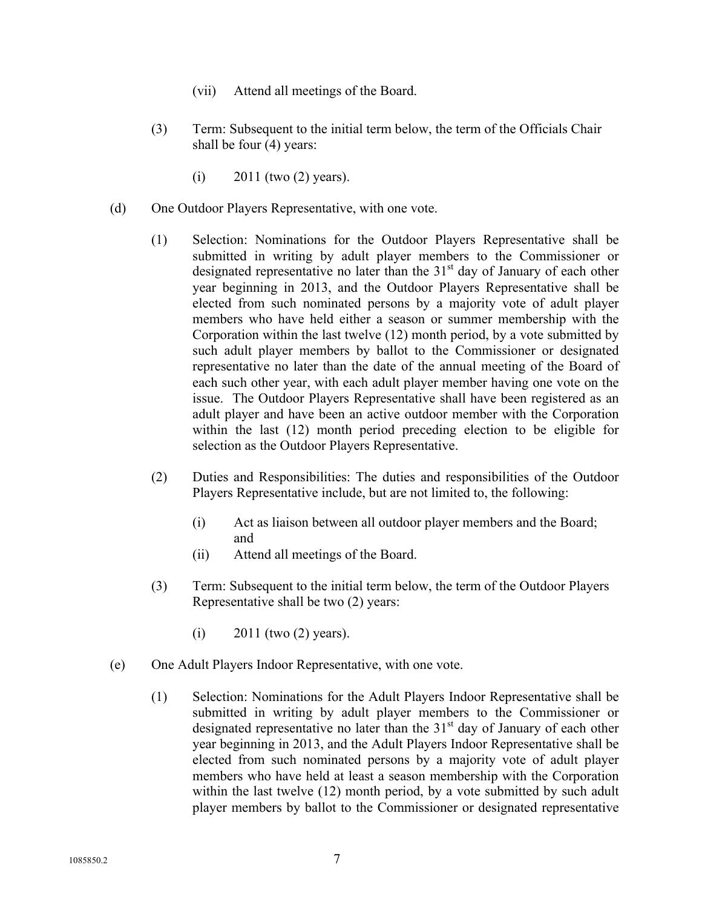(vii) Attend all meetings of the Board.

(3) Term: Subsequent to the initial term below, the term of the Officials Chair shall be four (4) years:

(i) 2011 (two (2) years).

(d) One Outdoor Players Representative, with one vote.

(1) Selection: Nominations for the Outdoor Players Representative shall be submitted in writing by adult player members to the Commissioner or designated representative no later than the 31st day of January of each other year beginning in 2013, and the Outdoor Players Representative shall be elected from such nominated persons by a majority vote of adult player members who have held either a season or summer membership with the Corporation within the last twelve (12) month period, by a vote submitted by such adult player members by ballot to the Commissioner or designated representative no later than the date of the annual meeting of the Board of each such other year, with each adult player member having one vote on the issue. The Outdoor Players Representative shall have been registered as an adult player and have been an active outdoor member with the Corporation within the last (12) month period preceding election to be eligible for selection as the Outdoor Players Representative.

(2) Duties and Responsibilities: The duties and responsibilities of the Outdoor Players Representative include, but are not limited to, the following:

(i) Act as liaison between all outdoor player members and the Board; and
(ii) Attend all meetings of the Board.

(3) Term: Subsequent to the initial term below, the term of the Outdoor Players Representative shall be two (2) years:

(i) 2011 (two (2) years).

(e) One Adult Players Indoor Representative, with one vote.

(1) Selection: Nominations for the Adult Players Indoor Representative shall be submitted in writing by adult player members to the Commissioner or designated representative no later than the 31st day of January of each other year beginning in 2013, and the Adult Players Indoor Representative shall be elected from such nominated persons by a majority vote of adult player members who have held at least a season membership with the Corporation within the last twelve (12) month period, by a vote submitted by such adult player members by ballot to the Commissioner or designated representative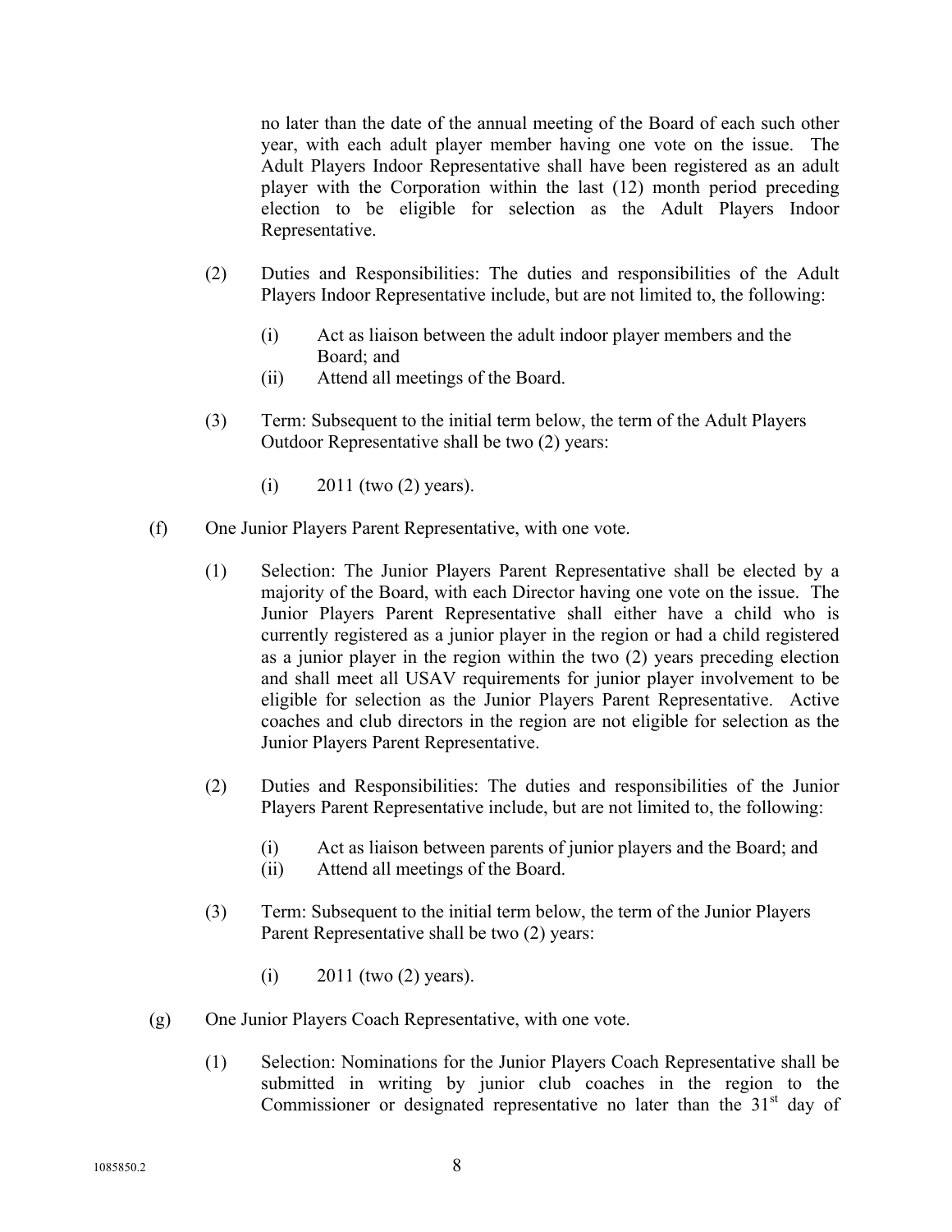no later than the date of the annual meeting of the Board of each such other year, with each adult player member having one vote on the issue. The Adult Players Indoor Representative shall have been registered as an adult player with the Corporation within the last (12) month period preceding election to be eligible for selection as the Adult Players Indoor Representative.

(2) Duties and Responsibilities: The duties and responsibilities of the Adult Players Indoor Representative include, but are not limited to, the following:

  (i) Act as liaison between the adult indoor player members and the Board; and
  (ii) Attend all meetings of the Board.

(3) Term: Subsequent to the initial term below, the term of the Adult Players Outdoor Representative shall be two (2) years:

  (i) 2011 (two (2) years).

(f) One Junior Players Parent Representative, with one vote.

(1) Selection: The Junior Players Parent Representative shall be elected by a majority of the Board, with each Director having one vote on the issue. The Junior Players Parent Representative shall either have a child who is currently registered as a junior player in the region or had a child registered as a junior player in the region within the two (2) years preceding election and shall meet all USAV requirements for junior player involvement to be eligible for selection as the Junior Players Parent Representative. Active coaches and club directors in the region are not eligible for selection as the Junior Players Parent Representative.

(2) Duties and Responsibilities: The duties and responsibilities of the Junior Players Parent Representative include, but are not limited to, the following:

  (i) Act as liaison between parents of junior players and the Board; and
  (ii) Attend all meetings of the Board.

(3) Term: Subsequent to the initial term below, the term of the Junior Players Parent Representative shall be two (2) years:

  (i) 2011 (two (2) years).

(g) One Junior Players Coach Representative, with one vote.

(1) Selection: Nominations for the Junior Players Coach Representative shall be submitted in writing by junior club coaches in the region to the Commissioner or designated representative no later than the 31st day of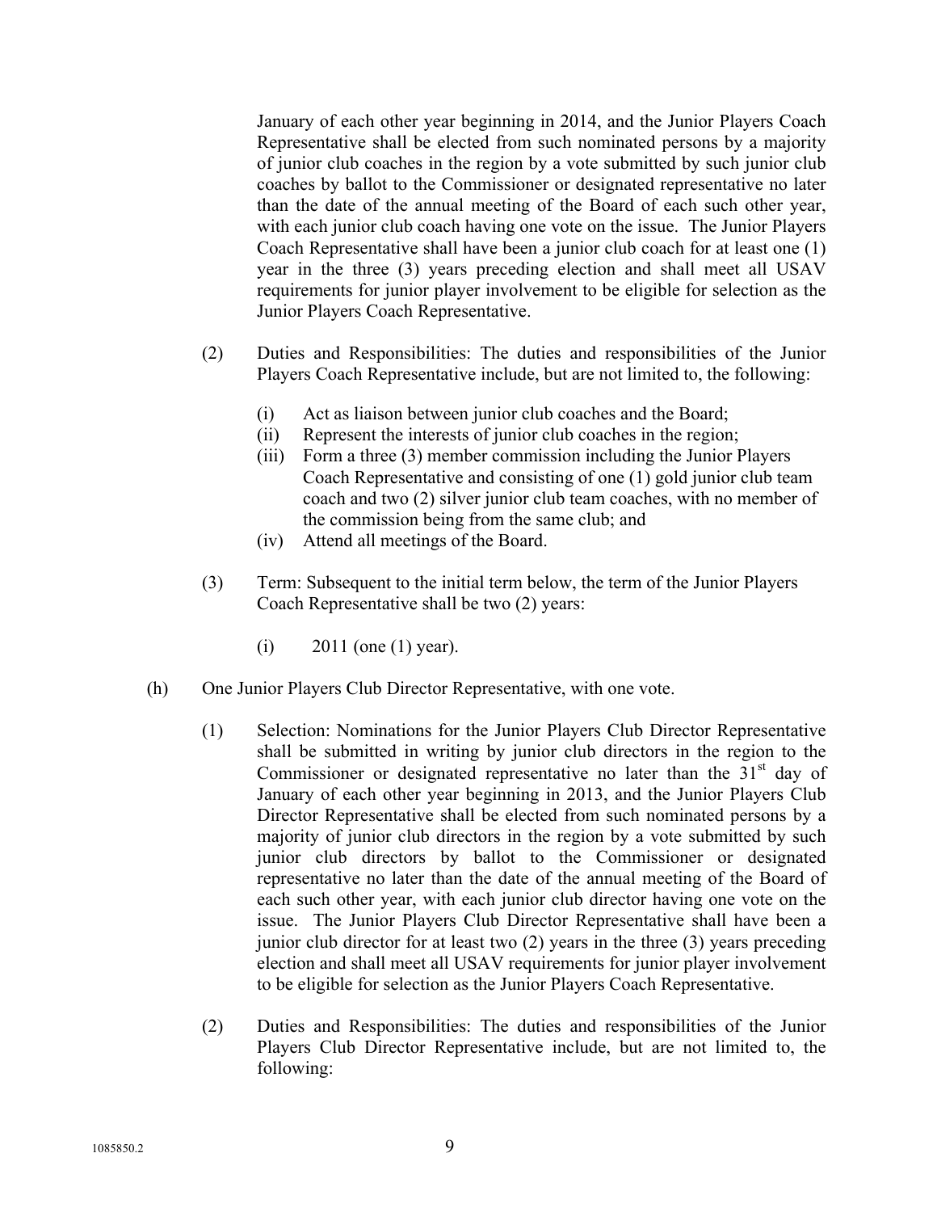January of each other year beginning in 2014, and the Junior Players Coach Representative shall be elected from such nominated persons by a majority of junior club coaches in the region by a vote submitted by such junior club coaches by ballot to the Commissioner or designated representative no later than the date of the annual meeting of the Board of each such other year, with each junior club coach having one vote on the issue. The Junior Players Coach Representative shall have been a junior club coach for at least one (1) year in the three (3) years preceding election and shall meet all USAV requirements for junior player involvement to be eligible for selection as the Junior Players Coach Representative.

(2) Duties and Responsibilities: The duties and responsibilities of the Junior Players Coach Representative include, but are not limited to, the following:

(i) Act as liaison between junior club coaches and the Board;
(ii) Represent the interests of junior club coaches in the region;
(iii) Form a three (3) member commission including the Junior Players Coach Representative and consisting of one (1) gold junior club team coach and two (2) silver junior club team coaches, with no member of the commission being from the same club; and
(iv) Attend all meetings of the Board.

(3) Term: Subsequent to the initial term below, the term of the Junior Players Coach Representative shall be two (2) years:

(i) 2011 (one (1) year).

(h) One Junior Players Club Director Representative, with one vote.

(1) Selection: Nominations for the Junior Players Club Director Representative shall be submitted in writing by junior club directors in the region to the Commissioner or designated representative no later than the 31st day of January of each other year beginning in 2013, and the Junior Players Club Director Representative shall be elected from such nominated persons by a majority of junior club directors in the region by a vote submitted by such junior club directors by ballot to the Commissioner or designated representative no later than the date of the annual meeting of the Board of each such other year, with each junior club director having one vote on the issue. The Junior Players Club Director Representative shall have been a junior club director for at least two (2) years in the three (3) years preceding election and shall meet all USAV requirements for junior player involvement to be eligible for selection as the Junior Players Coach Representative.

(2) Duties and Responsibilities: The duties and responsibilities of the Junior Players Club Director Representative include, but are not limited to, the following: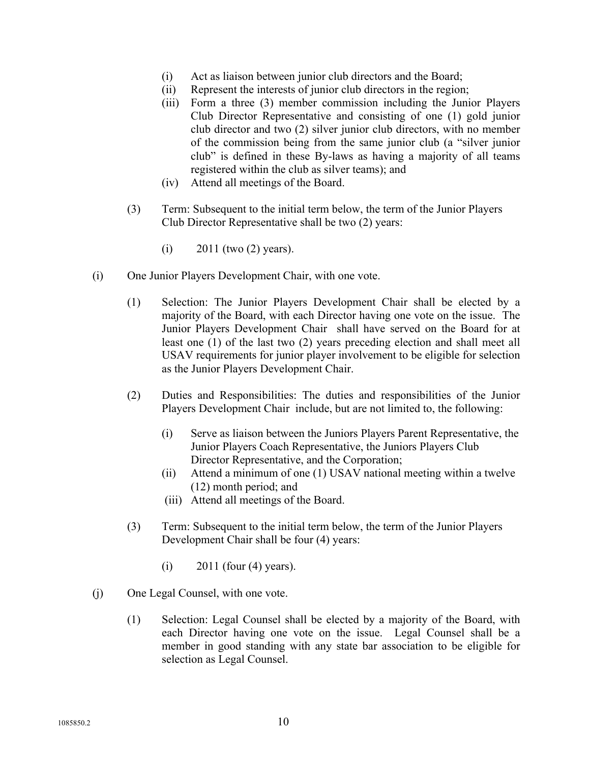(i) Act as liaison between junior club directors and the Board;
(ii) Represent the interests of junior club directors in the region;
(iii) Form a three (3) member commission including the Junior Players Club Director Representative and consisting of one (1) gold junior club director and two (2) silver junior club directors, with no member of the commission being from the same junior club (a "silver junior club" is defined in these By-laws as having a majority of all teams registered within the club as silver teams); and
(iv) Attend all meetings of the Board.

(3) Term: Subsequent to the initial term below, the term of the Junior Players Club Director Representative shall be two (2) years:

(i) 2011 (two (2) years).

(i) One Junior Players Development Chair, with one vote.

(1) Selection: The Junior Players Development Chair shall be elected by a majority of the Board, with each Director having one vote on the issue. The Junior Players Development Chair shall have served on the Board for at least one (1) of the last two (2) years preceding election and shall meet all USAV requirements for junior player involvement to be eligible for selection as the Junior Players Development Chair.

(2) Duties and Responsibilities: The duties and responsibilities of the Junior Players Development Chair include, but are not limited to, the following:

(i) Serve as liaison between the Juniors Players Parent Representative, the Junior Players Coach Representative, the Juniors Players Club Director Representative, and the Corporation;
(ii) Attend a minimum of one (1) USAV national meeting within a twelve (12) month period; and
(iii) Attend all meetings of the Board.

(3) Term: Subsequent to the initial term below, the term of the Junior Players Development Chair shall be four (4) years:

(i) 2011 (four (4) years).

(j) One Legal Counsel, with one vote.

(1) Selection: Legal Counsel shall be elected by a majority of the Board, with each Director having one vote on the issue. Legal Counsel shall be a member in good standing with any state bar association to be eligible for selection as Legal Counsel.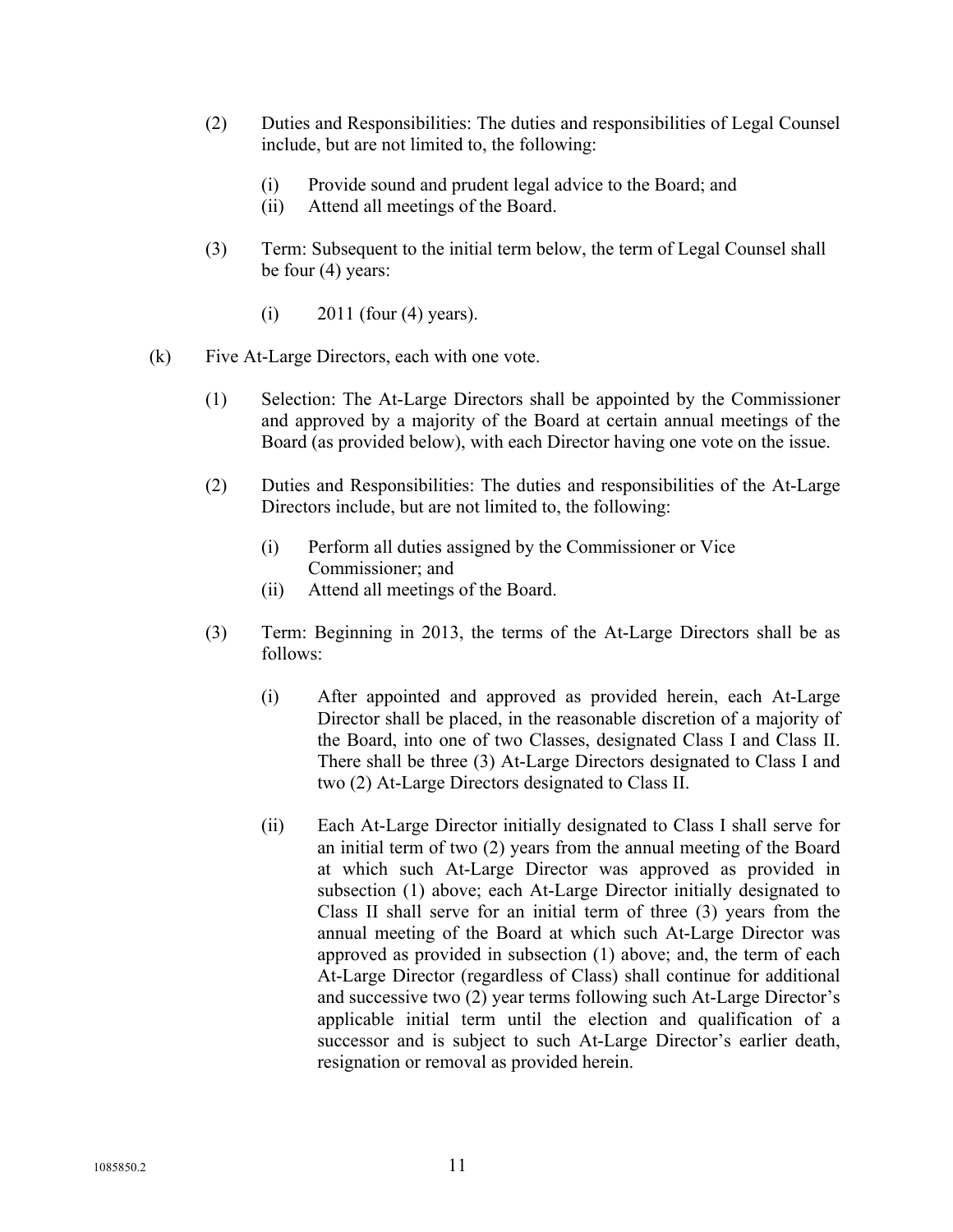(2) Duties and Responsibilities: The duties and responsibilities of Legal Counsel include, but are not limited to, the following:

   (i) Provide sound and prudent legal advice to the Board; and
   (ii) Attend all meetings of the Board.

(3) Term: Subsequent to the initial term below, the term of Legal Counsel shall be four (4) years:

   (i) 2011 (four (4) years).

(k) Five At-Large Directors, each with one vote.

   (1) Selection: The At-Large Directors shall be appointed by the Commissioner and approved by a majority of the Board at certain annual meetings of the Board (as provided below), with each Director having one vote on the issue.

   (2) Duties and Responsibilities: The duties and responsibilities of the At-Large Directors include, but are not limited to, the following:

      (i) Perform all duties assigned by the Commissioner or Vice Commissioner; and
      (ii) Attend all meetings of the Board.

   (3) Term: Beginning in 2013, the terms of the At-Large Directors shall be as follows:

      (i) After appointed and approved as provided herein, each At-Large Director shall be placed, in the reasonable discretion of a majority of the Board, into one of two Classes, designated Class I and Class II. There shall be three (3) At-Large Directors designated to Class I and two (2) At-Large Directors designated to Class II.

      (ii) Each At-Large Director initially designated to Class I shall serve for an initial term of two (2) years from the annual meeting of the Board at which such At-Large Director was approved as provided in subsection (1) above; each At-Large Director initially designated to Class II shall serve for an initial term of three (3) years from the annual meeting of the Board at which such At-Large Director was approved as provided in subsection (1) above; and, the term of each At-Large Director (regardless of Class) shall continue for additional and successive two (2) year terms following such At-Large Director's applicable initial term until the election and qualification of a successor and is subject to such At-Large Director's earlier death, resignation or removal as provided herein.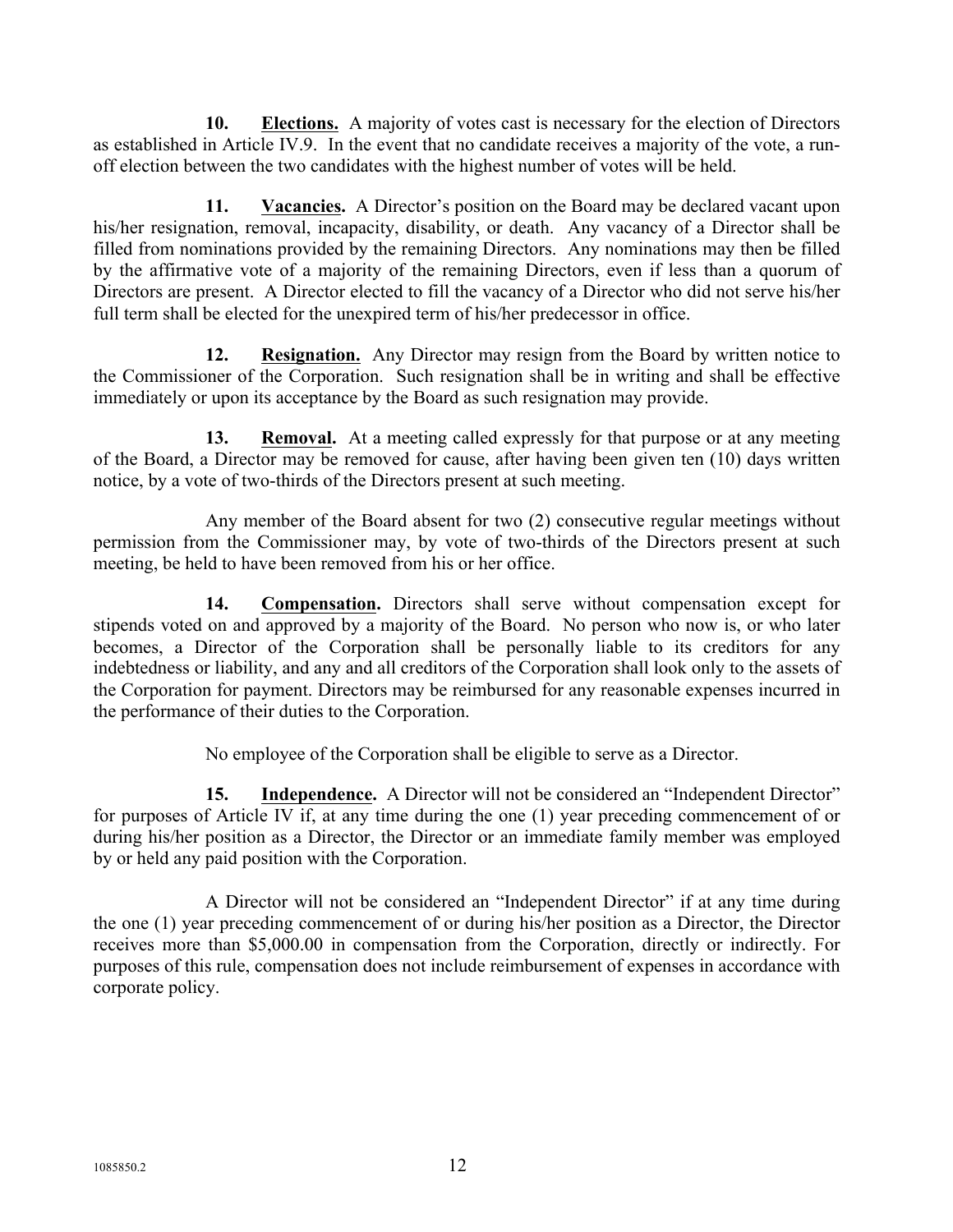**10. <u>Elections.</u>** A majority of votes cast is necessary for the election of Directors as established in Article IV.9. In the event that no candidate receives a majority of the vote, a run-off election between the two candidates with the highest number of votes will be held.

**11. <u>Vacancies</u>.** A Director's position on the Board may be declared vacant upon his/her resignation, removal, incapacity, disability, or death. Any vacancy of a Director shall be filled from nominations provided by the remaining Directors. Any nominations may then be filled by the affirmative vote of a majority of the remaining Directors, even if less than a quorum of Directors are present. A Director elected to fill the vacancy of a Director who did not serve his/her full term shall be elected for the unexpired term of his/her predecessor in office.

**12. <u>Resignation.</u>** Any Director may resign from the Board by written notice to the Commissioner of the Corporation. Such resignation shall be in writing and shall be effective immediately or upon its acceptance by the Board as such resignation may provide.

**13. <u>Removal</u>.** At a meeting called expressly for that purpose or at any meeting of the Board, a Director may be removed for cause, after having been given ten (10) days written notice, by a vote of two-thirds of the Directors present at such meeting.

Any member of the Board absent for two (2) consecutive regular meetings without permission from the Commissioner may, by vote of two-thirds of the Directors present at such meeting, be held to have been removed from his or her office.

**14. <u>Compensation</u>.** Directors shall serve without compensation except for stipends voted on and approved by a majority of the Board. No person who now is, or who later becomes, a Director of the Corporation shall be personally liable to its creditors for any indebtedness or liability, and any and all creditors of the Corporation shall look only to the assets of the Corporation for payment. Directors may be reimbursed for any reasonable expenses incurred in the performance of their duties to the Corporation.

No employee of the Corporation shall be eligible to serve as a Director.

**15. <u>Independence</u>.** A Director will not be considered an "Independent Director" for purposes of Article IV if, at any time during the one (1) year preceding commencement of or during his/her position as a Director, the Director or an immediate family member was employed by or held any paid position with the Corporation.

A Director will not be considered an "Independent Director" if at any time during the one (1) year preceding commencement of or during his/her position as a Director, the Director receives more than $5,000.00 in compensation from the Corporation, directly or indirectly. For purposes of this rule, compensation does not include reimbursement of expenses in accordance with corporate policy.

1085850.2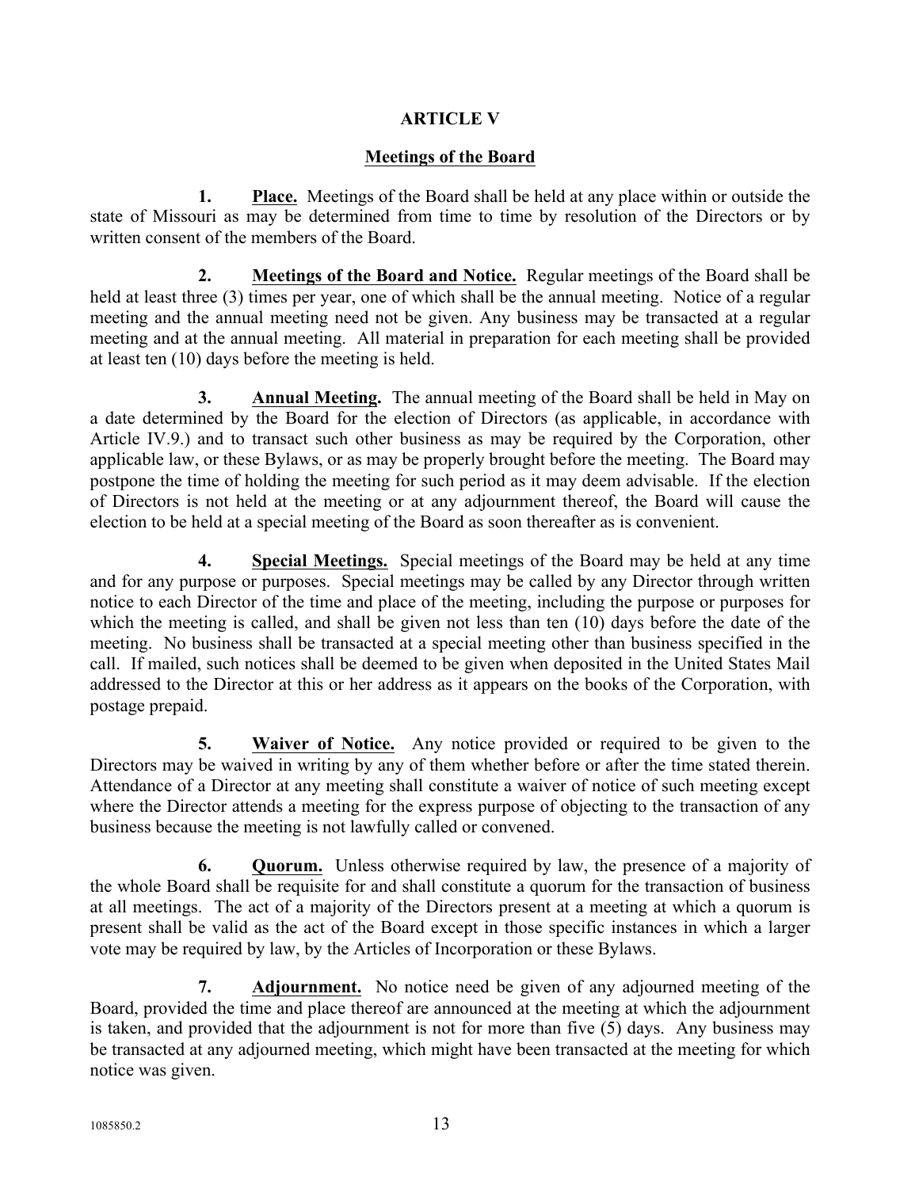## ARTICLE V

### Meetings of the Board

**1. Place.** Meetings of the Board shall be held at any place within or outside the state of Missouri as may be determined from time to time by resolution of the Directors or by written consent of the members of the Board.

**2. Meetings of the Board and Notice.** Regular meetings of the Board shall be held at least three (3) times per year, one of which shall be the annual meeting. Notice of a regular meeting and the annual meeting need not be given. Any business may be transacted at a regular meeting and at the annual meeting. All material in preparation for each meeting shall be provided at least ten (10) days before the meeting is held.

**3. Annual Meeting.** The annual meeting of the Board shall be held in May on a date determined by the Board for the election of Directors (as applicable, in accordance with Article IV.9.) and to transact such other business as may be required by the Corporation, other applicable law, or these Bylaws, or as may be properly brought before the meeting. The Board may postpone the time of holding the meeting for such period as it may deem advisable. If the election of Directors is not held at the meeting or at any adjournment thereof, the Board will cause the election to be held at a special meeting of the Board as soon thereafter as is convenient.

**4. Special Meetings.** Special meetings of the Board may be held at any time and for any purpose or purposes. Special meetings may be called by any Director through written notice to each Director of the time and place of the meeting, including the purpose or purposes for which the meeting is called, and shall be given not less than ten (10) days before the date of the meeting. No business shall be transacted at a special meeting other than business specified in the call. If mailed, such notices shall be deemed to be given when deposited in the United States Mail addressed to the Director at this or her address as it appears on the books of the Corporation, with postage prepaid.

**5. Waiver of Notice.** Any notice provided or required to be given to the Directors may be waived in writing by any of them whether before or after the time stated therein. Attendance of a Director at any meeting shall constitute a waiver of notice of such meeting except where the Director attends a meeting for the express purpose of objecting to the transaction of any business because the meeting is not lawfully called or convened.

**6. Quorum.** Unless otherwise required by law, the presence of a majority of the whole Board shall be requisite for and shall constitute a quorum for the transaction of business at all meetings. The act of a majority of the Directors present at a meeting at which a quorum is present shall be valid as the act of the Board except in those specific instances in which a larger vote may be required by law, by the Articles of Incorporation or these Bylaws.

**7. Adjournment.** No notice need be given of any adjourned meeting of the Board, provided the time and place thereof are announced at the meeting at which the adjournment is taken, and provided that the adjournment is not for more than five (5) days. Any business may be transacted at any adjourned meeting, which might have been transacted at the meeting for which notice was given.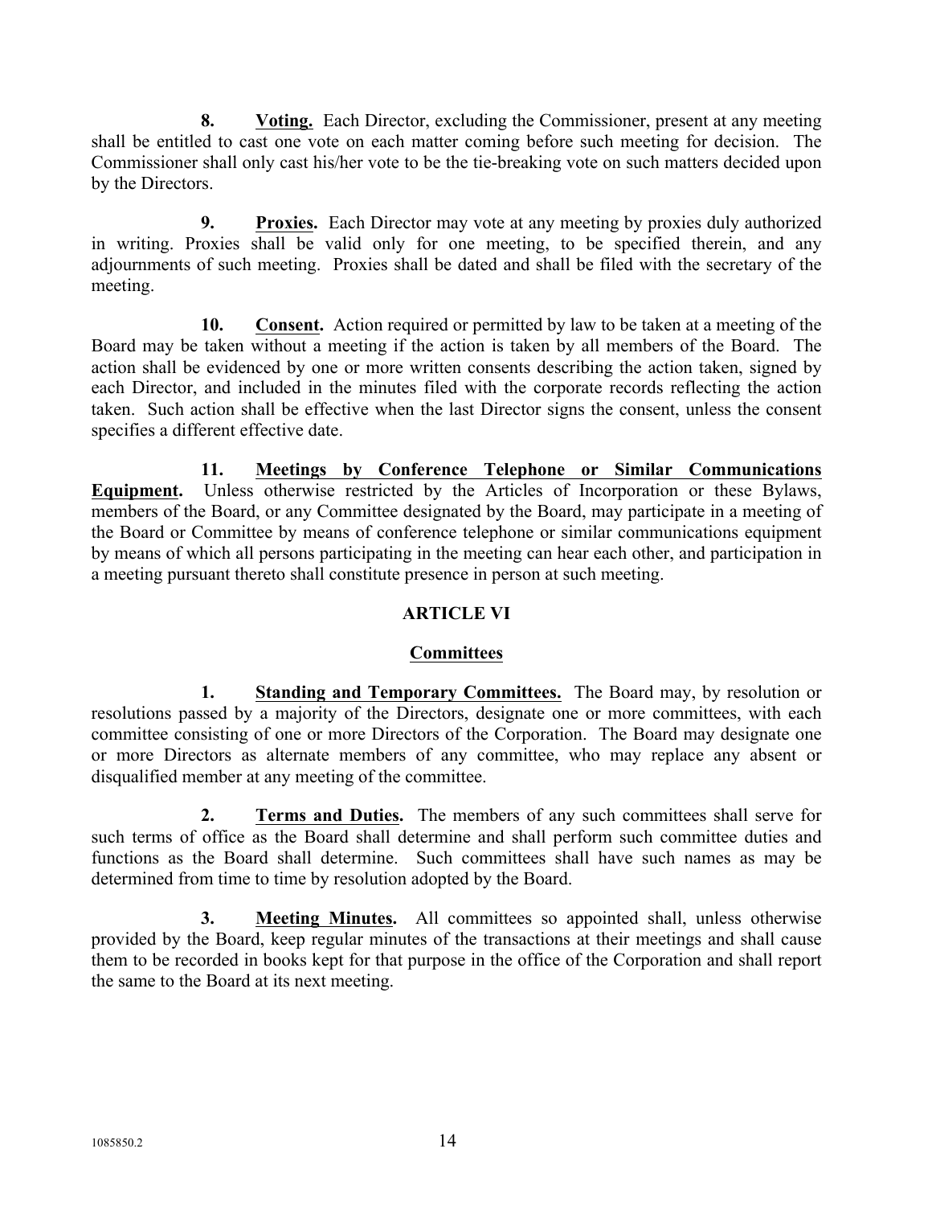**8. <u>Voting.</u>** Each Director, excluding the Commissioner, present at any meeting shall be entitled to cast one vote on each matter coming before such meeting for decision. The Commissioner shall only cast his/her vote to be the tie-breaking vote on such matters decided upon by the Directors.

**9. <u>Proxies</u>.** Each Director may vote at any meeting by proxies duly authorized in writing. Proxies shall be valid only for one meeting, to be specified therein, and any adjournments of such meeting. Proxies shall be dated and shall be filed with the secretary of the meeting.

**10. <u>Consent</u>.** Action required or permitted by law to be taken at a meeting of the Board may be taken without a meeting if the action is taken by all members of the Board. The action shall be evidenced by one or more written consents describing the action taken, signed by each Director, and included in the minutes filed with the corporate records reflecting the action taken. Such action shall be effective when the last Director signs the consent, unless the consent specifies a different effective date.

**11. <u>Meetings by Conference Telephone or Similar Communications Equipment</u>.** Unless otherwise restricted by the Articles of Incorporation or these Bylaws, members of the Board, or any Committee designated by the Board, may participate in a meeting of the Board or Committee by means of conference telephone or similar communications equipment by means of which all persons participating in the meeting can hear each other, and participation in a meeting pursuant thereto shall constitute presence in person at such meeting.

## ARTICLE VI

## <u>Committees</u>

**1. <u>Standing and Temporary Committees.</u>** The Board may, by resolution or resolutions passed by a majority of the Directors, designate one or more committees, with each committee consisting of one or more Directors of the Corporation. The Board may designate one or more Directors as alternate members of any committee, who may replace any absent or disqualified member at any meeting of the committee.

**2. <u>Terms and Duties</u>.** The members of any such committees shall serve for such terms of office as the Board shall determine and shall perform such committee duties and functions as the Board shall determine. Such committees shall have such names as may be determined from time to time by resolution adopted by the Board.

**3. <u>Meeting Minutes</u>.** All committees so appointed shall, unless otherwise provided by the Board, keep regular minutes of the transactions at their meetings and shall cause them to be recorded in books kept for that purpose in the office of the Corporation and shall report the same to the Board at its next meeting.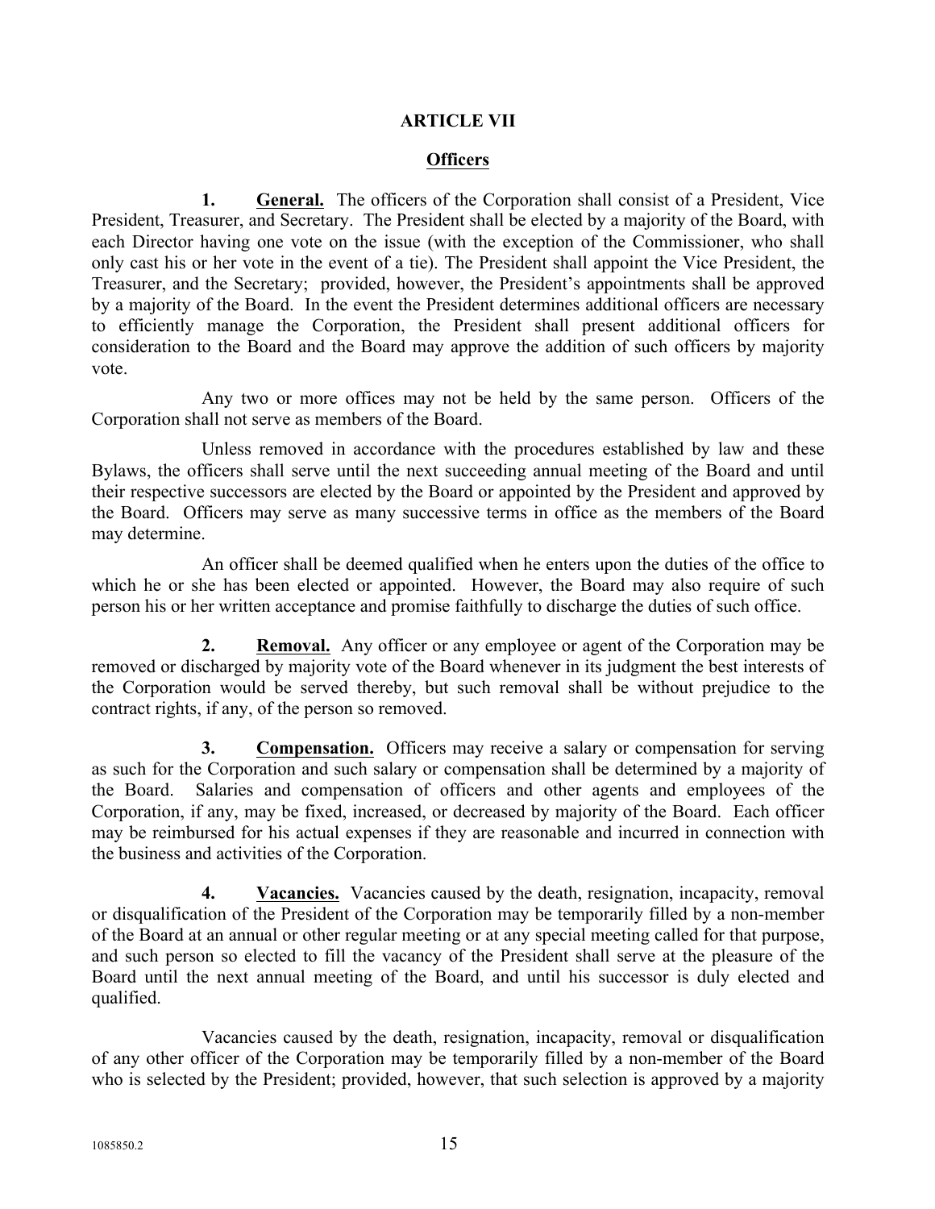## ARTICLE VII

### Officers

**1. General.** The officers of the Corporation shall consist of a President, Vice President, Treasurer, and Secretary. The President shall be elected by a majority of the Board, with each Director having one vote on the issue (with the exception of the Commissioner, who shall only cast his or her vote in the event of a tie). The President shall appoint the Vice President, the Treasurer, and the Secretary; provided, however, the President's appointments shall be approved by a majority of the Board. In the event the President determines additional officers are necessary to efficiently manage the Corporation, the President shall present additional officers for consideration to the Board and the Board may approve the addition of such officers by majority vote.

Any two or more offices may not be held by the same person. Officers of the Corporation shall not serve as members of the Board.

Unless removed in accordance with the procedures established by law and these Bylaws, the officers shall serve until the next succeeding annual meeting of the Board and until their respective successors are elected by the Board or appointed by the President and approved by the Board. Officers may serve as many successive terms in office as the members of the Board may determine.

An officer shall be deemed qualified when he enters upon the duties of the office to which he or she has been elected or appointed. However, the Board may also require of such person his or her written acceptance and promise faithfully to discharge the duties of such office.

**2. Removal.** Any officer or any employee or agent of the Corporation may be removed or discharged by majority vote of the Board whenever in its judgment the best interests of the Corporation would be served thereby, but such removal shall be without prejudice to the contract rights, if any, of the person so removed.

**3. Compensation.** Officers may receive a salary or compensation for serving as such for the Corporation and such salary or compensation shall be determined by a majority of the Board. Salaries and compensation of officers and other agents and employees of the Corporation, if any, may be fixed, increased, or decreased by majority of the Board. Each officer may be reimbursed for his actual expenses if they are reasonable and incurred in connection with the business and activities of the Corporation.

**4. Vacancies.** Vacancies caused by the death, resignation, incapacity, removal or disqualification of the President of the Corporation may be temporarily filled by a non-member of the Board at an annual or other regular meeting or at any special meeting called for that purpose, and such person so elected to fill the vacancy of the President shall serve at the pleasure of the Board until the next annual meeting of the Board, and until his successor is duly elected and qualified.

Vacancies caused by the death, resignation, incapacity, removal or disqualification of any other officer of the Corporation may be temporarily filled by a non-member of the Board who is selected by the President; provided, however, that such selection is approved by a majority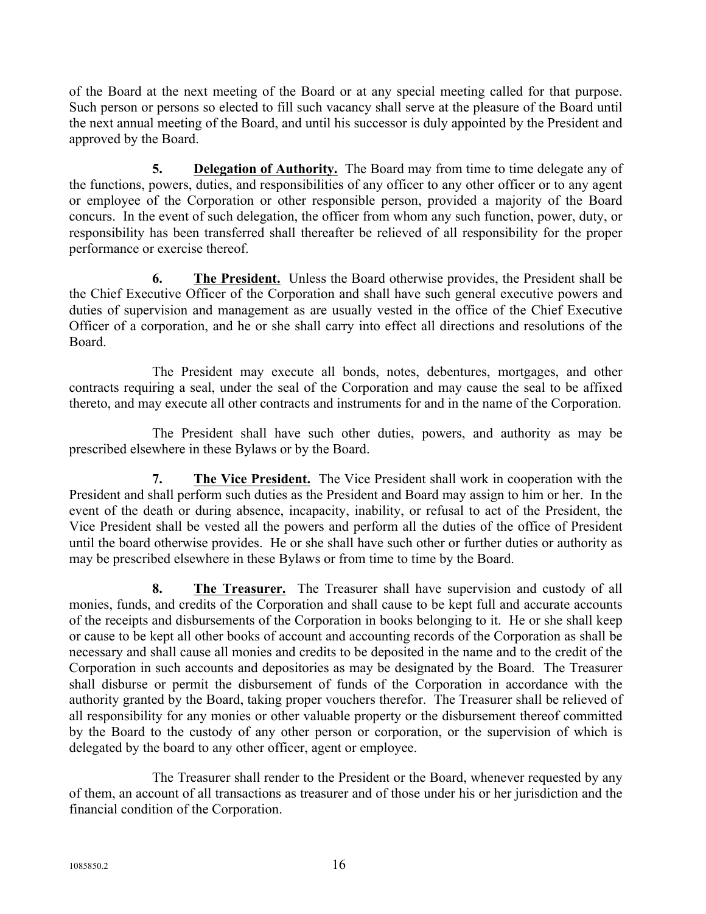of the Board at the next meeting of the Board or at any special meeting called for that purpose. Such person or persons so elected to fill such vacancy shall serve at the pleasure of the Board until the next annual meeting of the Board, and until his successor is duly appointed by the President and approved by the Board.

**5. <u>Delegation of Authority.</u>** The Board may from time to time delegate any of the functions, powers, duties, and responsibilities of any officer to any other officer or to any agent or employee of the Corporation or other responsible person, provided a majority of the Board concurs. In the event of such delegation, the officer from whom any such function, power, duty, or responsibility has been transferred shall thereafter be relieved of all responsibility for the proper performance or exercise thereof.

**6. <u>The President.</u>** Unless the Board otherwise provides, the President shall be the Chief Executive Officer of the Corporation and shall have such general executive powers and duties of supervision and management as are usually vested in the office of the Chief Executive Officer of a corporation, and he or she shall carry into effect all directions and resolutions of the Board.

The President may execute all bonds, notes, debentures, mortgages, and other contracts requiring a seal, under the seal of the Corporation and may cause the seal to be affixed thereto, and may execute all other contracts and instruments for and in the name of the Corporation.

The President shall have such other duties, powers, and authority as may be prescribed elsewhere in these Bylaws or by the Board.

**7. <u>The Vice President.</u>** The Vice President shall work in cooperation with the President and shall perform such duties as the President and Board may assign to him or her. In the event of the death or during absence, incapacity, inability, or refusal to act of the President, the Vice President shall be vested all the powers and perform all the duties of the office of President until the board otherwise provides. He or she shall have such other or further duties or authority as may be prescribed elsewhere in these Bylaws or from time to time by the Board.

**8. <u>The Treasurer.</u>** The Treasurer shall have supervision and custody of all monies, funds, and credits of the Corporation and shall cause to be kept full and accurate accounts of the receipts and disbursements of the Corporation in books belonging to it. He or she shall keep or cause to be kept all other books of account and accounting records of the Corporation as shall be necessary and shall cause all monies and credits to be deposited in the name and to the credit of the Corporation in such accounts and depositories as may be designated by the Board. The Treasurer shall disburse or permit the disbursement of funds of the Corporation in accordance with the authority granted by the Board, taking proper vouchers therefor. The Treasurer shall be relieved of all responsibility for any monies or other valuable property or the disbursement thereof committed by the Board to the custody of any other person or corporation, or the supervision of which is delegated by the board to any other officer, agent or employee.

The Treasurer shall render to the President or the Board, whenever requested by any of them, an account of all transactions as treasurer and of those under his or her jurisdiction and the financial condition of the Corporation.

1085850.2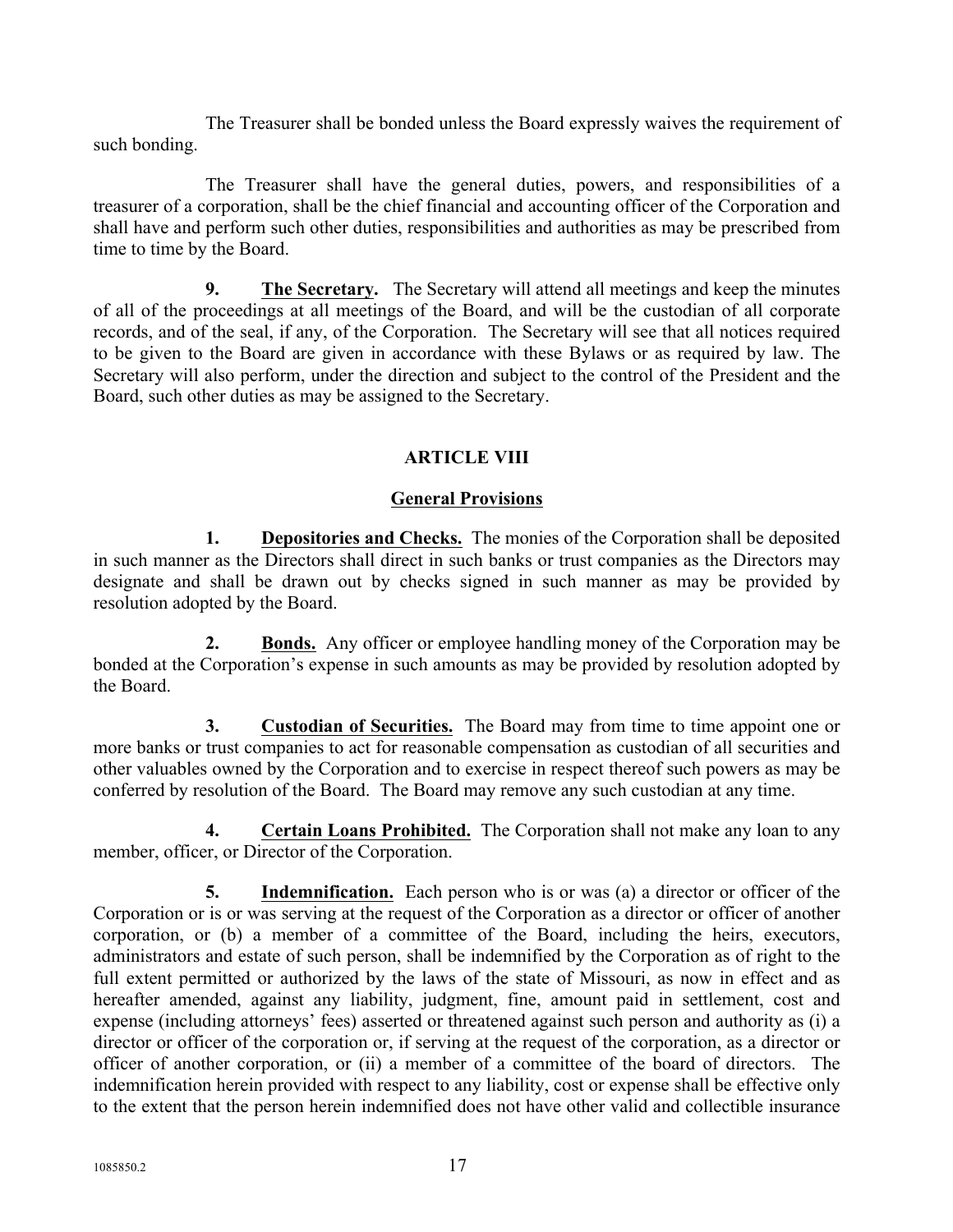The Treasurer shall be bonded unless the Board expressly waives the requirement of such bonding.

The Treasurer shall have the general duties, powers, and responsibilities of a treasurer of a corporation, shall be the chief financial and accounting officer of the Corporation and shall have and perform such other duties, responsibilities and authorities as may be prescribed from time to time by the Board.

**9. The Secretary.** The Secretary will attend all meetings and keep the minutes of all of the proceedings at all meetings of the Board, and will be the custodian of all corporate records, and of the seal, if any, of the Corporation. The Secretary will see that all notices required to be given to the Board are given in accordance with these Bylaws or as required by law. The Secretary will also perform, under the direction and subject to the control of the President and the Board, such other duties as may be assigned to the Secretary.

## ARTICLE VIII

### General Provisions

**1. Depositories and Checks.** The monies of the Corporation shall be deposited in such manner as the Directors shall direct in such banks or trust companies as the Directors may designate and shall be drawn out by checks signed in such manner as may be provided by resolution adopted by the Board.

**2. Bonds.** Any officer or employee handling money of the Corporation may be bonded at the Corporation's expense in such amounts as may be provided by resolution adopted by the Board.

**3. Custodian of Securities.** The Board may from time to time appoint one or more banks or trust companies to act for reasonable compensation as custodian of all securities and other valuables owned by the Corporation and to exercise in respect thereof such powers as may be conferred by resolution of the Board. The Board may remove any such custodian at any time.

**4. Certain Loans Prohibited.** The Corporation shall not make any loan to any member, officer, or Director of the Corporation.

**5. Indemnification.** Each person who is or was (a) a director or officer of the Corporation or is or was serving at the request of the Corporation as a director or officer of another corporation, or (b) a member of a committee of the Board, including the heirs, executors, administrators and estate of such person, shall be indemnified by the Corporation as of right to the full extent permitted or authorized by the laws of the state of Missouri, as now in effect and as hereafter amended, against any liability, judgment, fine, amount paid in settlement, cost and expense (including attorneys' fees) asserted or threatened against such person and authority as (i) a director or officer of the corporation or, if serving at the request of the corporation, as a director or officer of another corporation, or (ii) a member of a committee of the board of directors. The indemnification herein provided with respect to any liability, cost or expense shall be effective only to the extent that the person herein indemnified does not have other valid and collectible insurance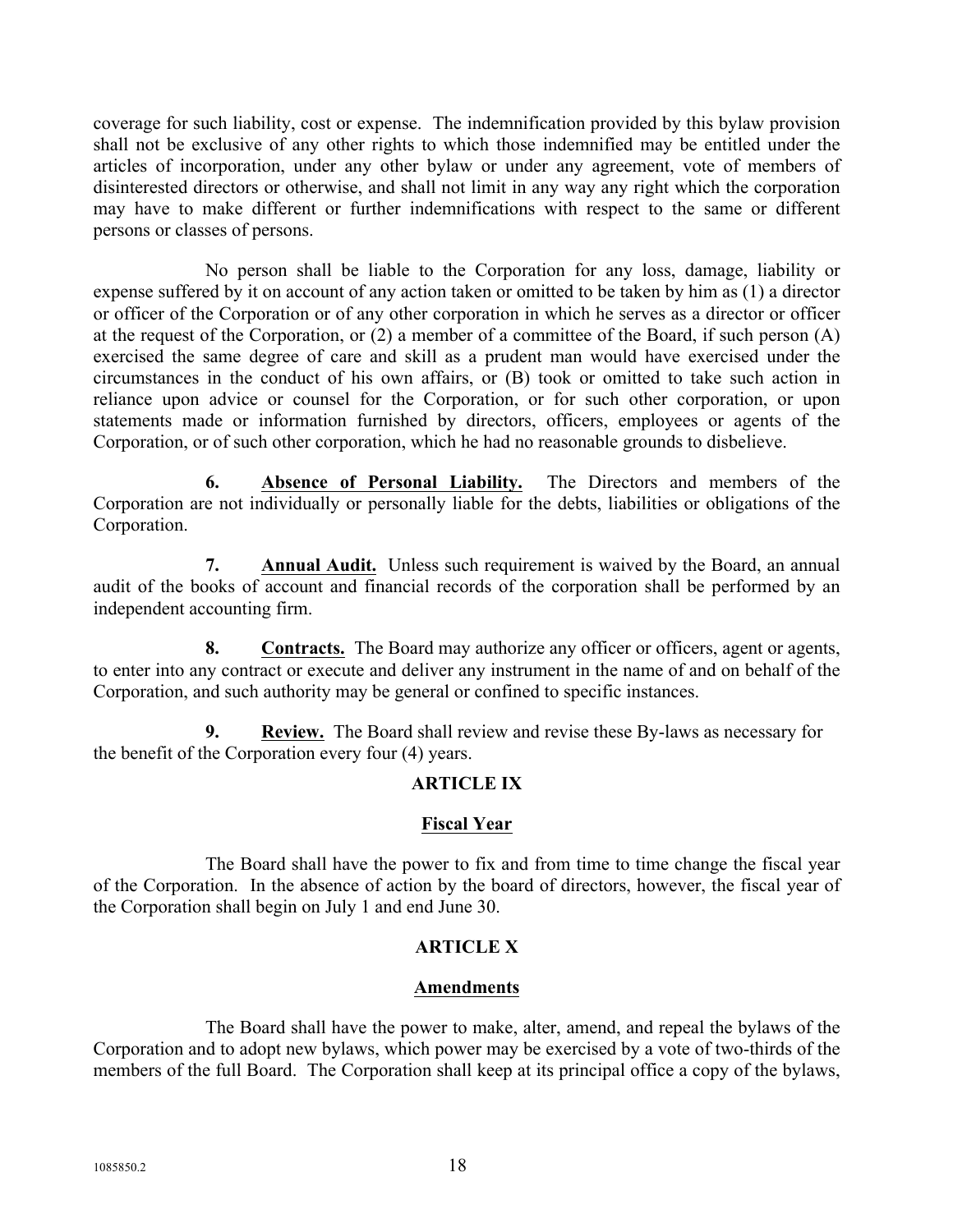coverage for such liability, cost or expense. The indemnification provided by this bylaw provision shall not be exclusive of any other rights to which those indemnified may be entitled under the articles of incorporation, under any other bylaw or under any agreement, vote of members of disinterested directors or otherwise, and shall not limit in any way any right which the corporation may have to make different or further indemnifications with respect to the same or different persons or classes of persons.

No person shall be liable to the Corporation for any loss, damage, liability or expense suffered by it on account of any action taken or omitted to be taken by him as (1) a director or officer of the Corporation or of any other corporation in which he serves as a director or officer at the request of the Corporation, or (2) a member of a committee of the Board, if such person (A) exercised the same degree of care and skill as a prudent man would have exercised under the circumstances in the conduct of his own affairs, or (B) took or omitted to take such action in reliance upon advice or counsel for the Corporation, or for such other corporation, or upon statements made or information furnished by directors, officers, employees or agents of the Corporation, or of such other corporation, which he had no reasonable grounds to disbelieve.

**6. Absence of Personal Liability.** The Directors and members of the Corporation are not individually or personally liable for the debts, liabilities or obligations of the Corporation.

**7. Annual Audit.** Unless such requirement is waived by the Board, an annual audit of the books of account and financial records of the corporation shall be performed by an independent accounting firm.

**8. Contracts.** The Board may authorize any officer or officers, agent or agents, to enter into any contract or execute and deliver any instrument in the name of and on behalf of the Corporation, and such authority may be general or confined to specific instances.

**9. Review.** The Board shall review and revise these By-laws as necessary for the benefit of the Corporation every four (4) years.

## ARTICLE IX

### Fiscal Year

The Board shall have the power to fix and from time to time change the fiscal year of the Corporation. In the absence of action by the board of directors, however, the fiscal year of the Corporation shall begin on July 1 and end June 30.

## ARTICLE X

### Amendments

The Board shall have the power to make, alter, amend, and repeal the bylaws of the Corporation and to adopt new bylaws, which power may be exercised by a vote of two-thirds of the members of the full Board. The Corporation shall keep at its principal office a copy of the bylaws,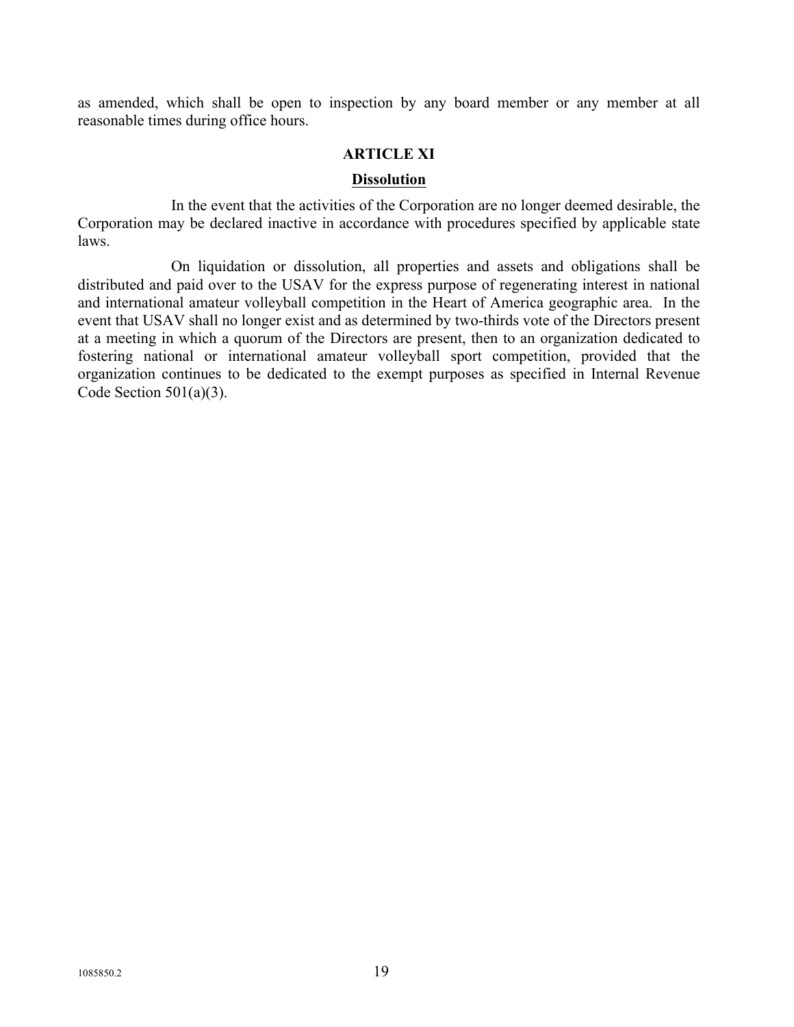as amended, which shall be open to inspection by any board member or any member at all reasonable times during office hours.

## ARTICLE XI

### Dissolution

In the event that the activities of the Corporation are no longer deemed desirable, the Corporation may be declared inactive in accordance with procedures specified by applicable state laws.

On liquidation or dissolution, all properties and assets and obligations shall be distributed and paid over to the USAV for the express purpose of regenerating interest in national and international amateur volleyball competition in the Heart of America geographic area. In the event that USAV shall no longer exist and as determined by two-thirds vote of the Directors present at a meeting in which a quorum of the Directors are present, then to an organization dedicated to fostering national or international amateur volleyball sport competition, provided that the organization continues to be dedicated to the exempt purposes as specified in Internal Revenue Code Section 501(a)(3).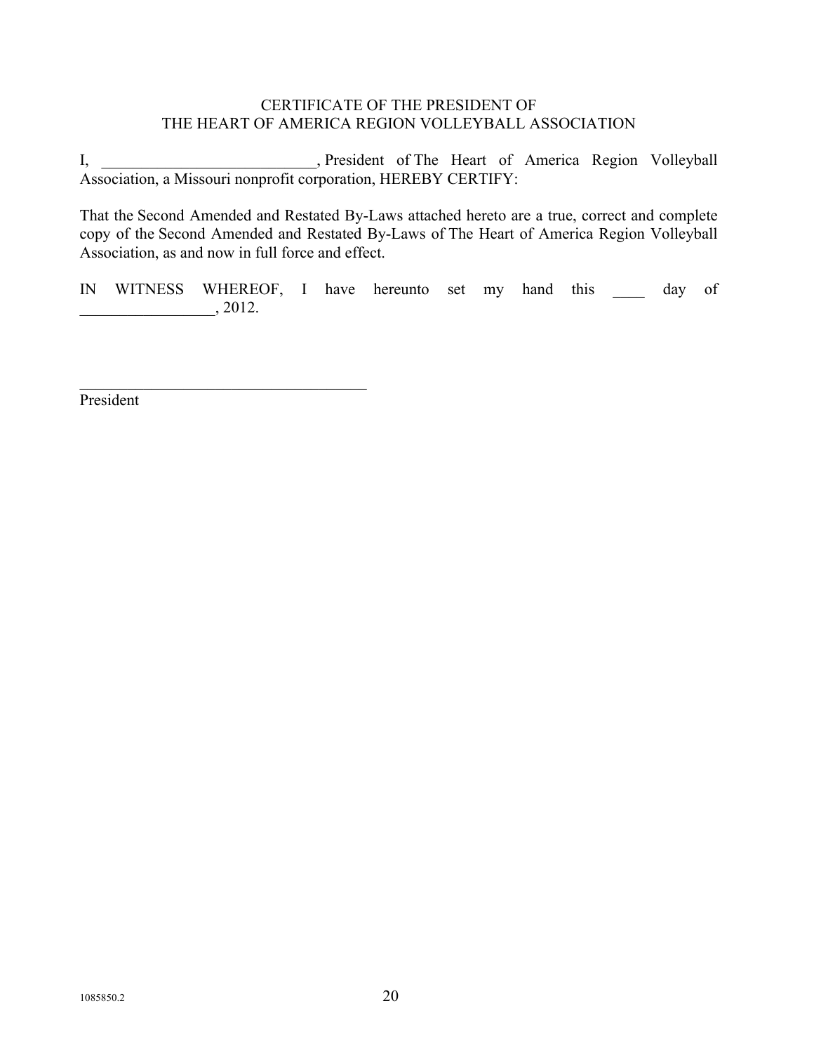CERTIFICATE OF THE PRESIDENT OF
THE HEART OF AMERICA REGION VOLLEYBALL ASSOCIATION

I, ___________________________, President of The Heart of America Region Volleyball Association, a Missouri nonprofit corporation, HEREBY CERTIFY:

That the Second Amended and Restated By-Laws attached hereto are a true, correct and complete copy of the Second Amended and Restated By-Laws of The Heart of America Region Volleyball Association, as and now in full force and effect.

IN WITNESS WHEREOF, I have hereunto set my hand this ____ day of _________________, 2012.

_____________________________________
President

1085850.2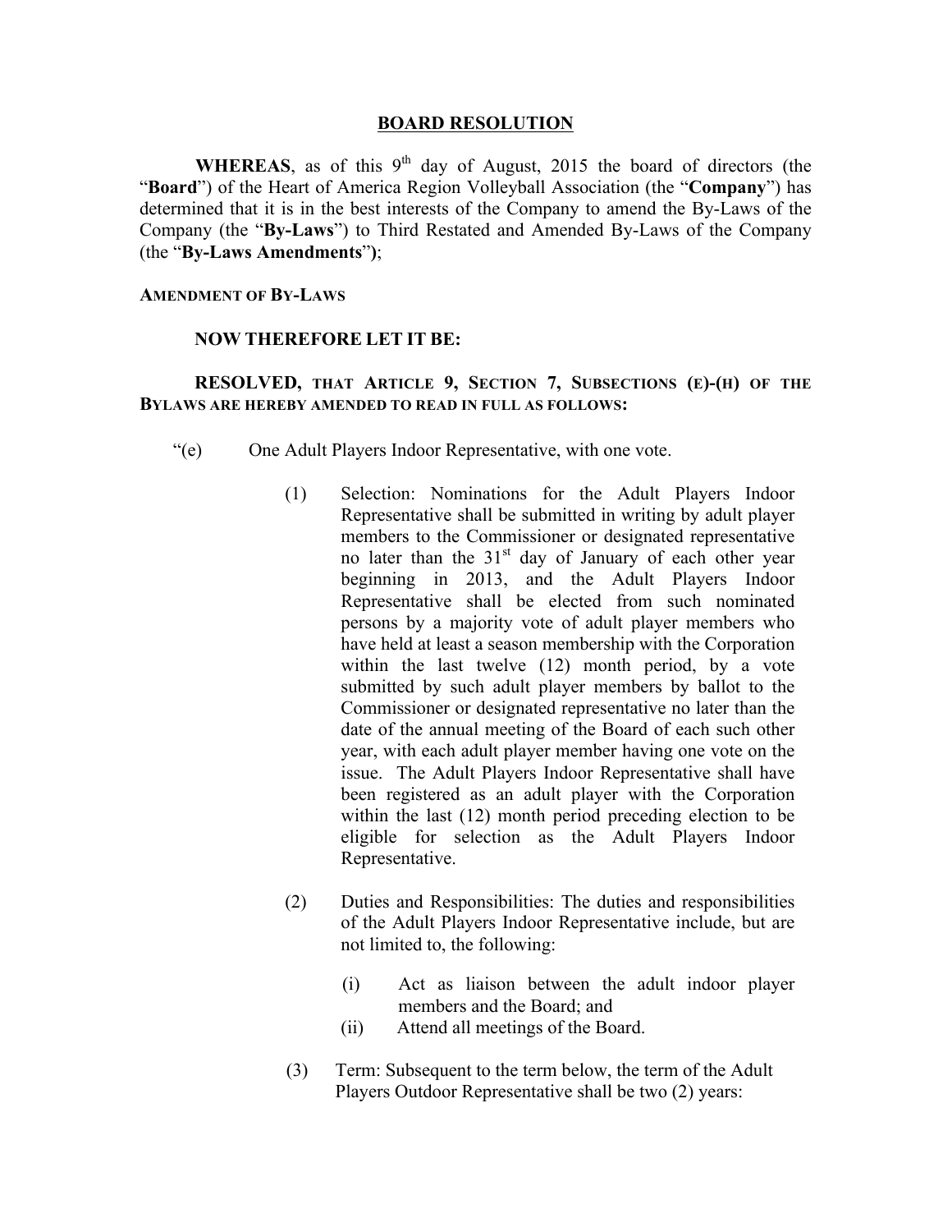# BOARD RESOLUTION

**WHEREAS**, as of this 9th day of August, 2015 the board of directors (the "**Board**") of the Heart of America Region Volleyball Association (the "**Company**") has determined that it is in the best interests of the Company to amend the By-Laws of the Company (the "**By-Laws**") to Third Restated and Amended By-Laws of the Company (the "**By-Laws Amendments**");

**AMENDMENT OF BY-LAWS**

**NOW THEREFORE LET IT BE:**

**RESOLVED, THAT ARTICLE 9, SECTION 7, SUBSECTIONS (E)-(H) OF THE BYLAWS ARE HEREBY AMENDED TO READ IN FULL AS FOLLOWS:**

"(e) One Adult Players Indoor Representative, with one vote.

(1) Selection: Nominations for the Adult Players Indoor Representative shall be submitted in writing by adult player members to the Commissioner or designated representative no later than the 31st day of January of each other year beginning in 2013, and the Adult Players Indoor Representative shall be elected from such nominated persons by a majority vote of adult player members who have held at least a season membership with the Corporation within the last twelve (12) month period, by a vote submitted by such adult player members by ballot to the Commissioner or designated representative no later than the date of the annual meeting of the Board of each such other year, with each adult player member having one vote on the issue. The Adult Players Indoor Representative shall have been registered as an adult player with the Corporation within the last (12) month period preceding election to be eligible for selection as the Adult Players Indoor Representative.

(2) Duties and Responsibilities: The duties and responsibilities of the Adult Players Indoor Representative include, but are not limited to, the following:

(i) Act as liaison between the adult indoor player members and the Board; and

(ii) Attend all meetings of the Board.

(3) Term: Subsequent to the term below, the term of the Adult Players Outdoor Representative shall be two (2) years: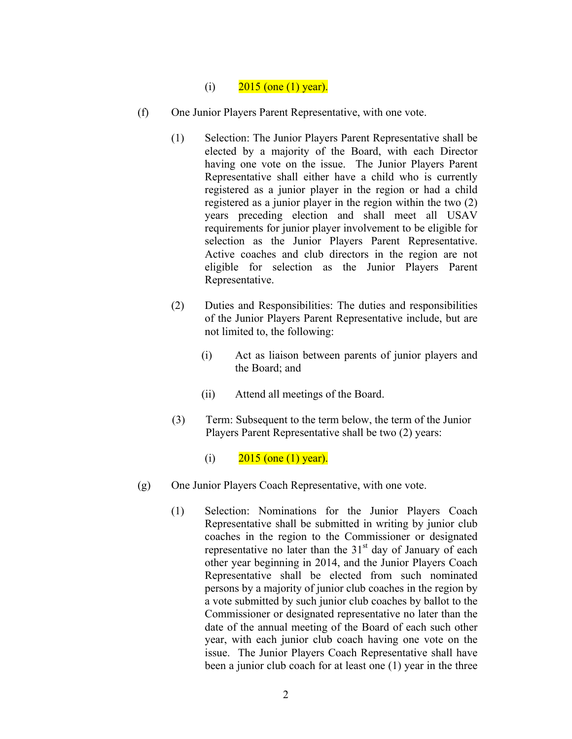(i) 2015 (one (1) year).

(f) One Junior Players Parent Representative, with one vote.

(1) Selection: The Junior Players Parent Representative shall be elected by a majority of the Board, with each Director having one vote on the issue. The Junior Players Parent Representative shall either have a child who is currently registered as a junior player in the region or had a child registered as a junior player in the region within the two (2) years preceding election and shall meet all USAV requirements for junior player involvement to be eligible for selection as the Junior Players Parent Representative. Active coaches and club directors in the region are not eligible for selection as the Junior Players Parent Representative.

(2) Duties and Responsibilities: The duties and responsibilities of the Junior Players Parent Representative include, but are not limited to, the following:

(i) Act as liaison between parents of junior players and the Board; and

(ii) Attend all meetings of the Board.

(3) Term: Subsequent to the term below, the term of the Junior Players Parent Representative shall be two (2) years:

(i) 2015 (one (1) year).

(g) One Junior Players Coach Representative, with one vote.

(1) Selection: Nominations for the Junior Players Coach Representative shall be submitted in writing by junior club coaches in the region to the Commissioner or designated representative no later than the 31st day of January of each other year beginning in 2014, and the Junior Players Coach Representative shall be elected from such nominated persons by a majority of junior club coaches in the region by a vote submitted by such junior club coaches by ballot to the Commissioner or designated representative no later than the date of the annual meeting of the Board of each such other year, with each junior club coach having one vote on the issue. The Junior Players Coach Representative shall have been a junior club coach for at least one (1) year in the three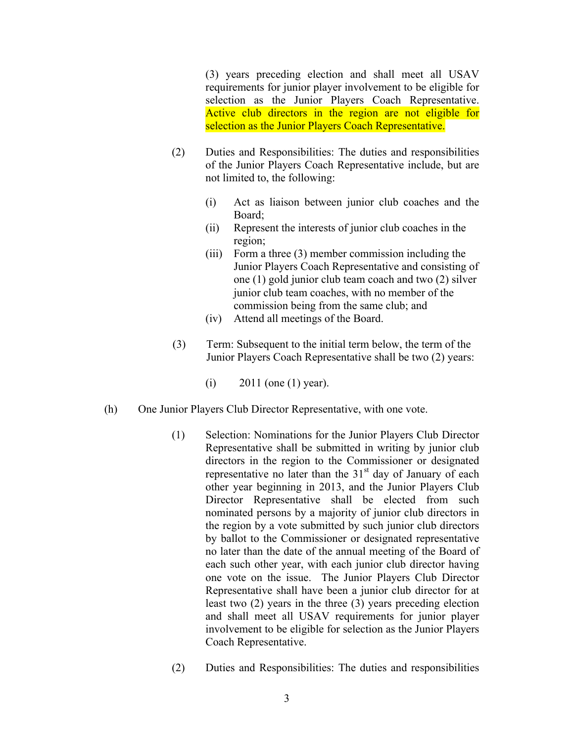(3) years preceding election and shall meet all USAV requirements for junior player involvement to be eligible for selection as the Junior Players Coach Representative. Active club directors in the region are not eligible for selection as the Junior Players Coach Representative.

(2) Duties and Responsibilities: The duties and responsibilities of the Junior Players Coach Representative include, but are not limited to, the following:

(i) Act as liaison between junior club coaches and the Board;
(ii) Represent the interests of junior club coaches in the region;
(iii) Form a three (3) member commission including the Junior Players Coach Representative and consisting of one (1) gold junior club team coach and two (2) silver junior club team coaches, with no member of the commission being from the same club; and
(iv) Attend all meetings of the Board.

(3) Term: Subsequent to the initial term below, the term of the Junior Players Coach Representative shall be two (2) years:

(i) 2011 (one (1) year).

(h) One Junior Players Club Director Representative, with one vote.

(1) Selection: Nominations for the Junior Players Club Director Representative shall be submitted in writing by junior club directors in the region to the Commissioner or designated representative no later than the 31st day of January of each other year beginning in 2013, and the Junior Players Club Director Representative shall be elected from such nominated persons by a majority of junior club directors in the region by a vote submitted by such junior club directors by ballot to the Commissioner or designated representative no later than the date of the annual meeting of the Board of each such other year, with each junior club director having one vote on the issue. The Junior Players Club Director Representative shall have been a junior club director for at least two (2) years in the three (3) years preceding election and shall meet all USAV requirements for junior player involvement to be eligible for selection as the Junior Players Coach Representative.

(2) Duties and Responsibilities: The duties and responsibilities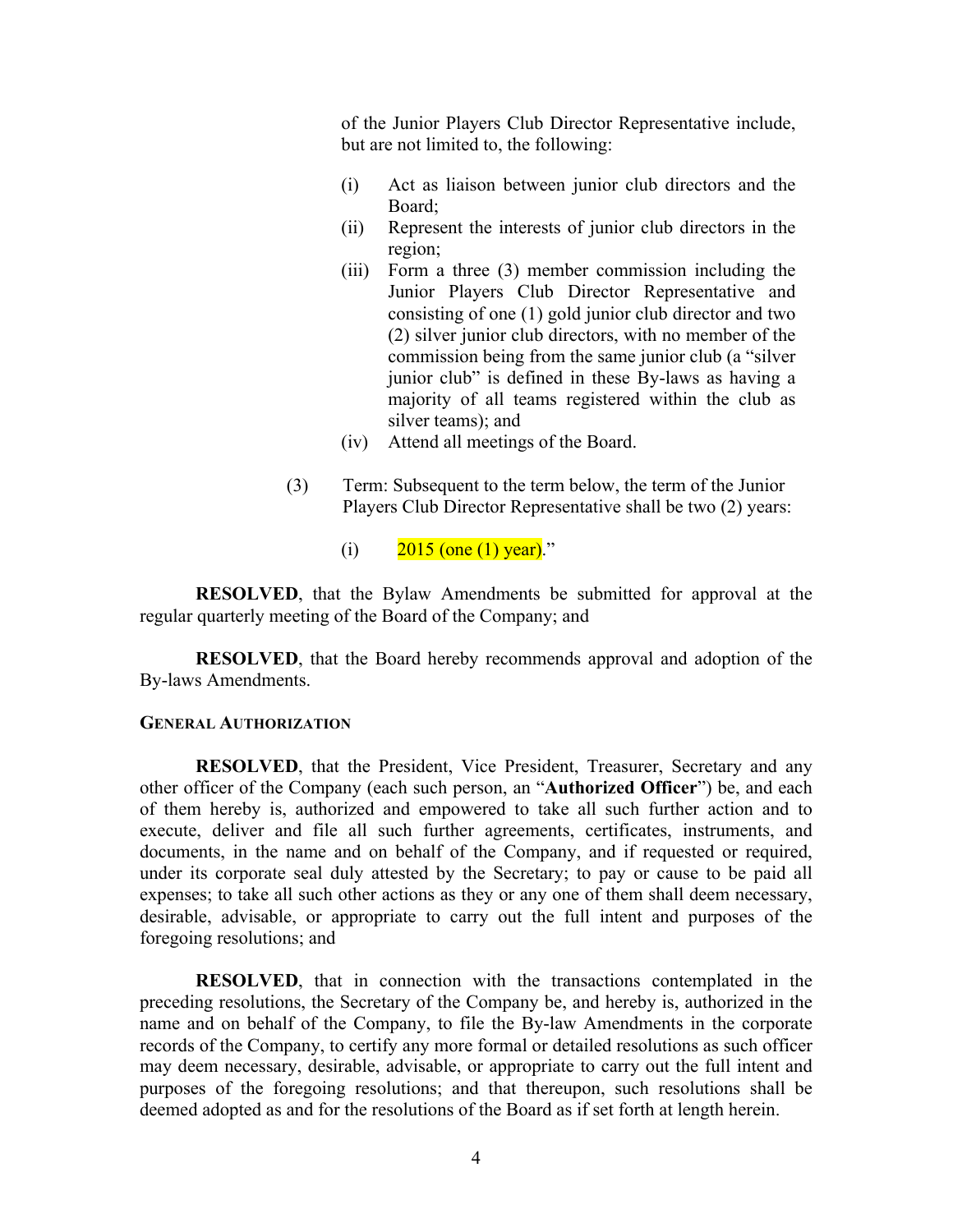of the Junior Players Club Director Representative include, but are not limited to, the following:

(i) Act as liaison between junior club directors and the Board;
(ii) Represent the interests of junior club directors in the region;
(iii) Form a three (3) member commission including the Junior Players Club Director Representative and consisting of one (1) gold junior club director and two (2) silver junior club directors, with no member of the commission being from the same junior club (a "silver junior club" is defined in these By-laws as having a majority of all teams registered within the club as silver teams); and
(iv) Attend all meetings of the Board.

(3) Term: Subsequent to the term below, the term of the Junior Players Club Director Representative shall be two (2) years:

(i) 2015 (one (1) year)."

**RESOLVED**, that the Bylaw Amendments be submitted for approval at the regular quarterly meeting of the Board of the Company; and

**RESOLVED**, that the Board hereby recommends approval and adoption of the By-laws Amendments.

**GENERAL AUTHORIZATION**

**RESOLVED**, that the President, Vice President, Treasurer, Secretary and any other officer of the Company (each such person, an "**Authorized Officer**") be, and each of them hereby is, authorized and empowered to take all such further action and to execute, deliver and file all such further agreements, certificates, instruments, and documents, in the name and on behalf of the Company, and if requested or required, under its corporate seal duly attested by the Secretary; to pay or cause to be paid all expenses; to take all such other actions as they or any one of them shall deem necessary, desirable, advisable, or appropriate to carry out the full intent and purposes of the foregoing resolutions; and

**RESOLVED**, that in connection with the transactions contemplated in the preceding resolutions, the Secretary of the Company be, and hereby is, authorized in the name and on behalf of the Company, to file the By-law Amendments in the corporate records of the Company, to certify any more formal or detailed resolutions as such officer may deem necessary, desirable, advisable, or appropriate to carry out the full intent and purposes of the foregoing resolutions; and that thereupon, such resolutions shall be deemed adopted as and for the resolutions of the Board as if set forth at length herein.